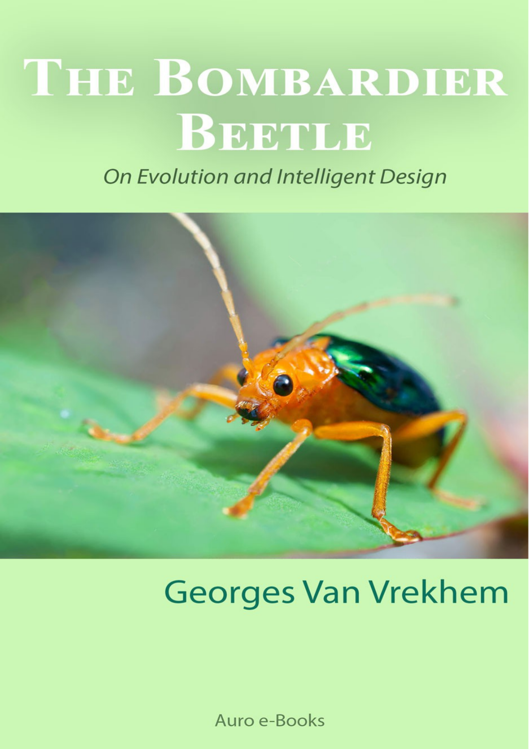# The Bombardier Beetle

*On Evolution and Intelligent Design*

Georges Van Vrekhem

Auro e-Books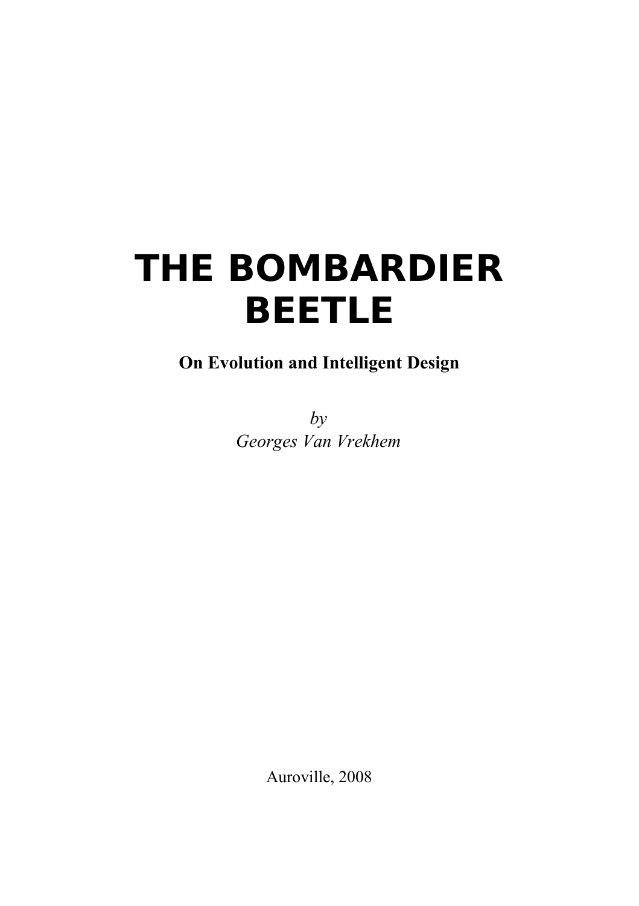# THE BOMBARDIER BEETLE

**On Evolution and Intelligent Design**

*by*
*Georges Van Vrekhem*

Auroville, 2008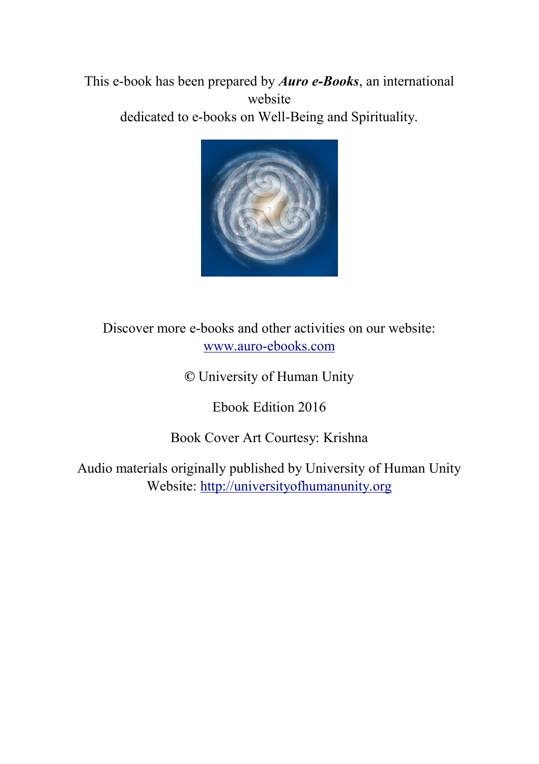This e-book has been prepared by ***Auro e-Books***, an international website dedicated to e-books on Well-Being and Spirituality.

Discover more e-books and other activities on our website: [www.auro-ebooks.com](http://www.auro-ebooks.com)

© University of Human Unity

Ebook Edition 2016

Book Cover Art Courtesy: Krishna

Audio materials originally published by University of Human Unity
Website: [http://universityofhumanunity.org](http://universityofhumanunity.org)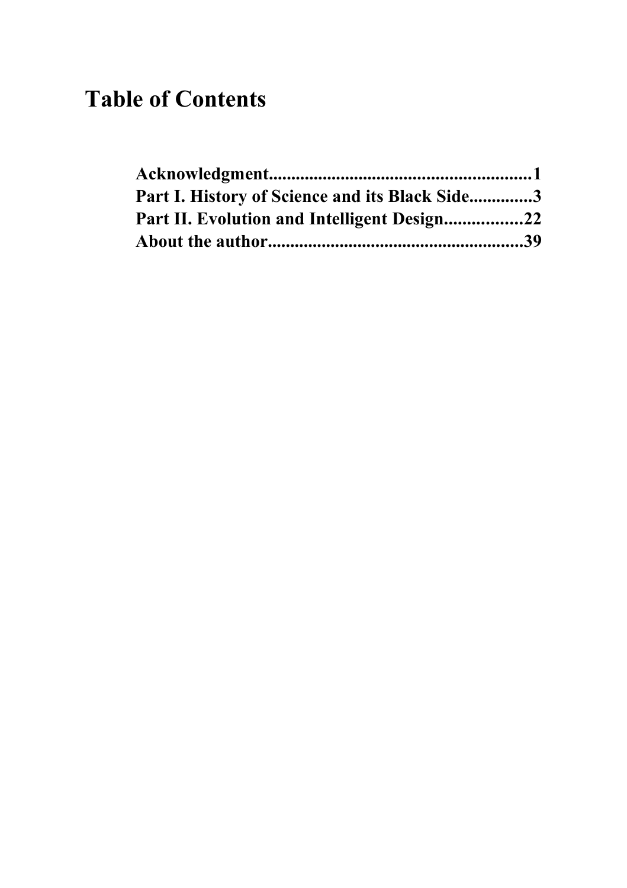# Table of Contents

**Acknowledgment......................................................1**
**Part I. History of Science and its Black Side..............3**
**Part II. Evolution and Intelligent Design.................22**
**About the author.......................................................39**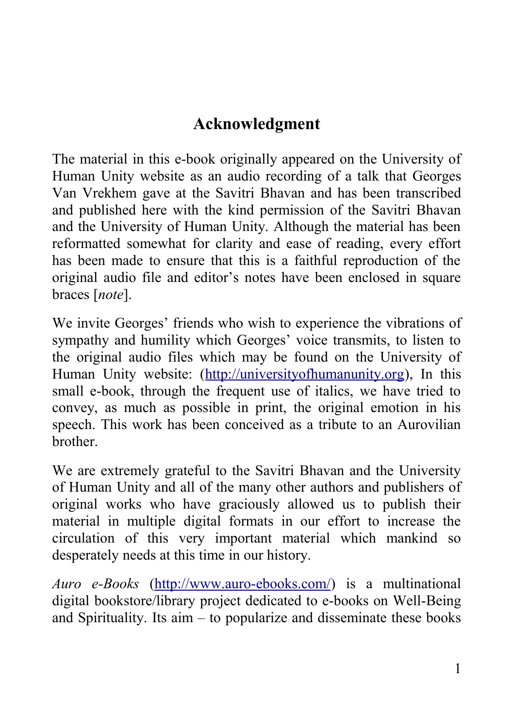## Acknowledgment

The material in this e-book originally appeared on the University of Human Unity website as an audio recording of a talk that Georges Van Vrekhem gave at the Savitri Bhavan and has been transcribed and published here with the kind permission of the Savitri Bhavan and the University of Human Unity. Although the material has been reformatted somewhat for clarity and ease of reading, every effort has been made to ensure that this is a faithful reproduction of the original audio file and editor's notes have been enclosed in square braces [*note*].

We invite Georges' friends who wish to experience the vibrations of sympathy and humility which Georges' voice transmits, to listen to the original audio files which may be found on the University of Human Unity website: (http://universityofhumanunity.org), In this small e-book, through the frequent use of italics, we have tried to convey, as much as possible in print, the original emotion in his speech. This work has been conceived as a tribute to an Aurovilian brother.

We are extremely grateful to the Savitri Bhavan and the University of Human Unity and all of the many other authors and publishers of original works who have graciously allowed us to publish their material in multiple digital formats in our effort to increase the circulation of this very important material which mankind so desperately needs at this time in our history.

*Auro e-Books* (http://www.auro-ebooks.com/) is a multinational digital bookstore/library project dedicated to e-books on Well-Being and Spirituality. Its aim – to popularize and disseminate these books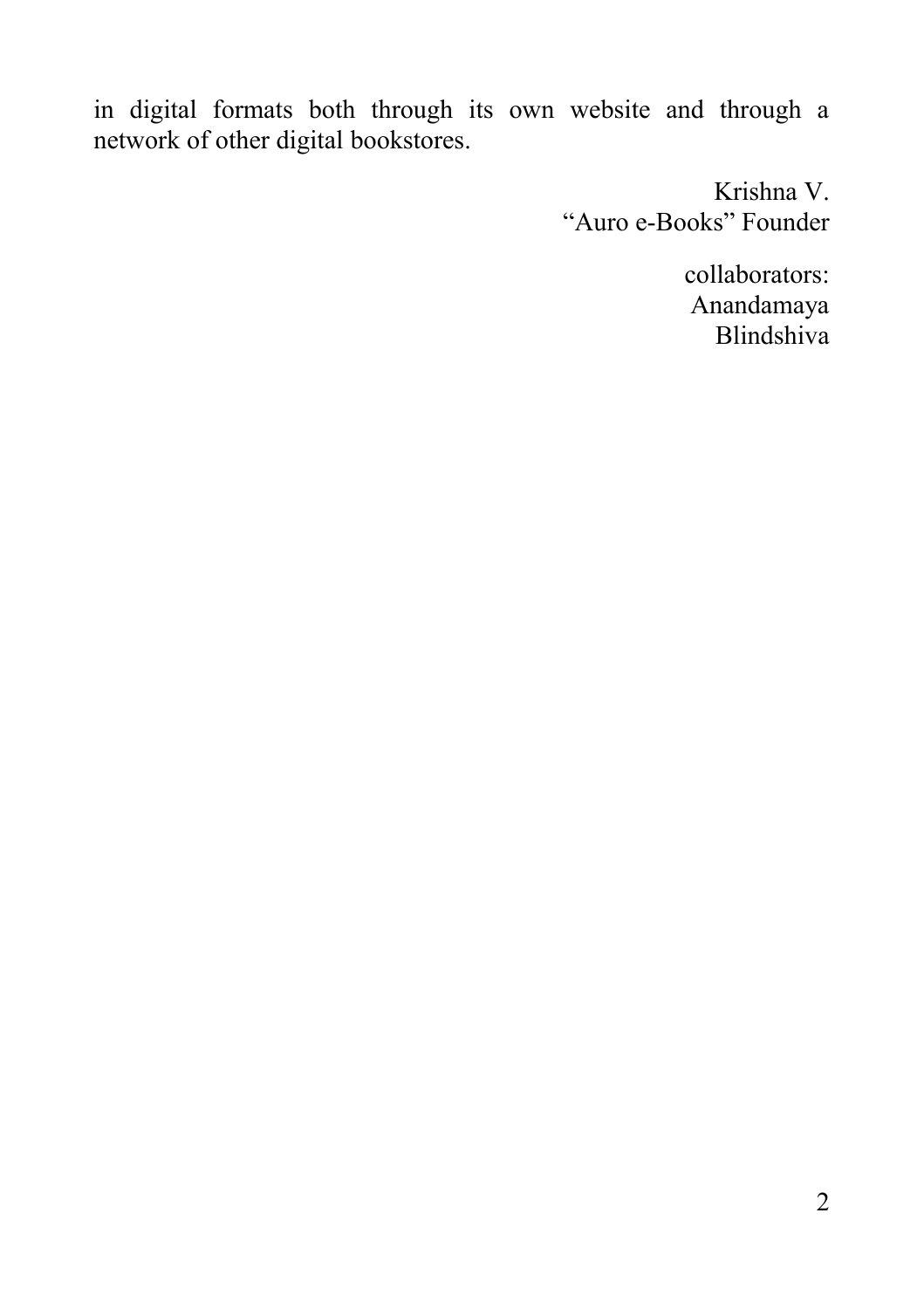in digital formats both through its own website and through a network of other digital bookstores.

Krishna V.
"Auro e-Books" Founder

collaborators:
Anandamaya
Blindshiva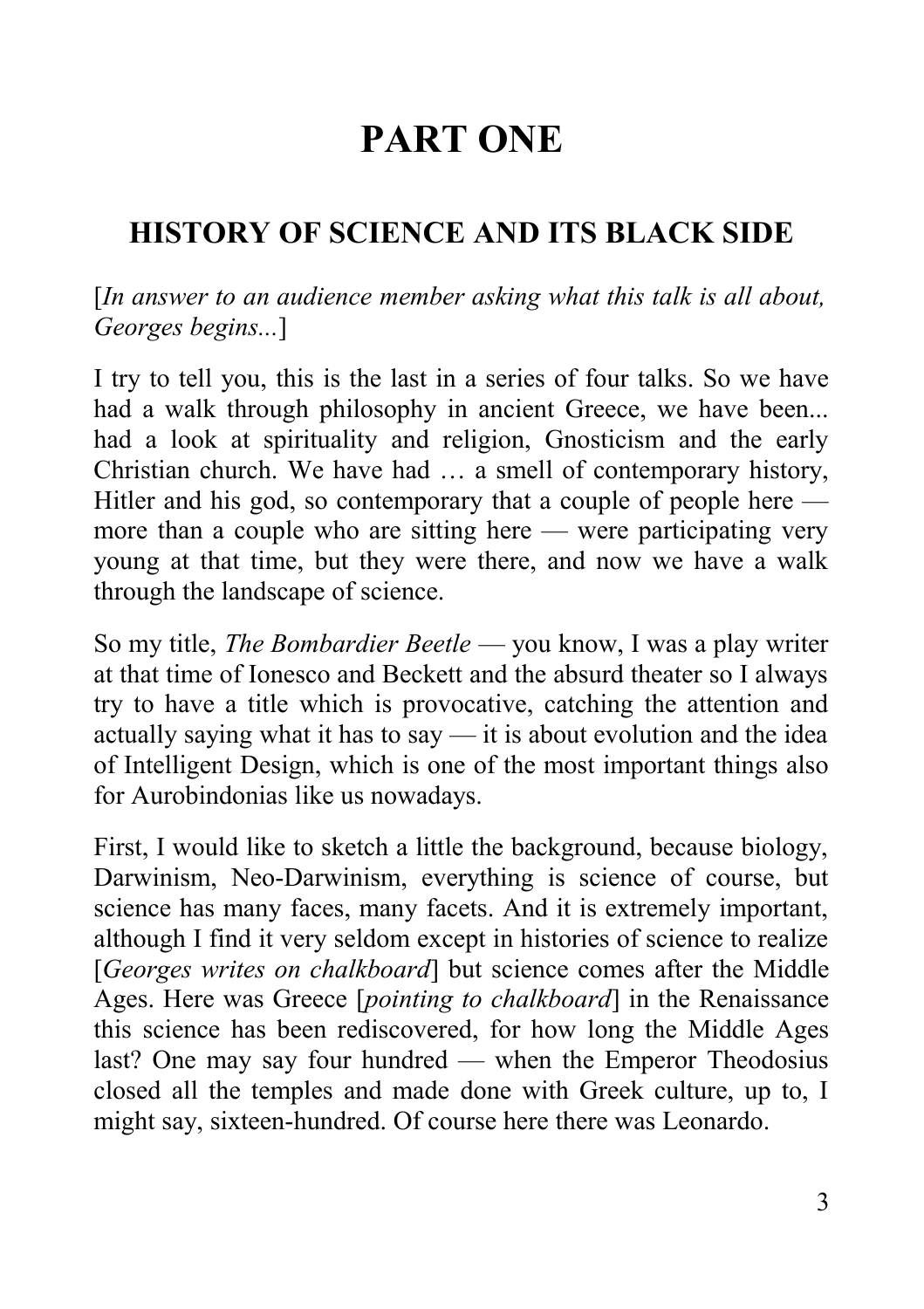# PART ONE

## HISTORY OF SCIENCE AND ITS BLACK SIDE

[*In answer to an audience member asking what this talk is all about, Georges begins...*]

I try to tell you, this is the last in a series of four talks. So we have had a walk through philosophy in ancient Greece, we have been... had a look at spirituality and religion, Gnosticism and the early Christian church. We have had … a smell of contemporary history, Hitler and his god, so contemporary that a couple of people here — more than a couple who are sitting here — were participating very young at that time, but they were there, and now we have a walk through the landscape of science.

So my title, *The Bombardier Beetle* — you know, I was a play writer at that time of Ionesco and Beckett and the absurd theater so I always try to have a title which is provocative, catching the attention and actually saying what it has to say — it is about evolution and the idea of Intelligent Design, which is one of the most important things also for Aurobindonias like us nowadays.

First, I would like to sketch a little the background, because biology, Darwinism, Neo-Darwinism, everything is science of course, but science has many faces, many facets. And it is extremely important, although I find it very seldom except in histories of science to realize [*Georges writes on chalkboard*] but science comes after the Middle Ages. Here was Greece [*pointing to chalkboard*] in the Renaissance this science has been rediscovered, for how long the Middle Ages last? One may say four hundred — when the Emperor Theodosius closed all the temples and made done with Greek culture, up to, I might say, sixteen-hundred. Of course here there was Leonardo.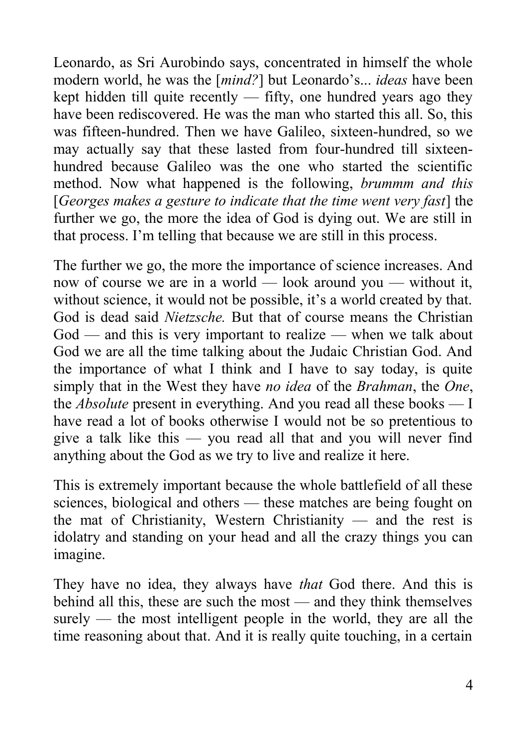Leonardo, as Sri Aurobindo says, concentrated in himself the whole modern world, he was the [*mind?*] but Leonardo's... *ideas* have been kept hidden till quite recently — fifty, one hundred years ago they have been rediscovered. He was the man who started this all. So, this was fifteen-hundred. Then we have Galileo, sixteen-hundred, so we may actually say that these lasted from four-hundred till sixteen-hundred because Galileo was the one who started the scientific method. Now what happened is the following, *brummm and this* [*Georges makes a gesture to indicate that the time went very fast*] the further we go, the more the idea of God is dying out. We are still in that process. I'm telling that because we are still in this process.

The further we go, the more the importance of science increases. And now of course we are in a world — look around you — without it, without science, it would not be possible, it's a world created by that. God is dead said *Nietzsche.* But that of course means the Christian God — and this is very important to realize — when we talk about God we are all the time talking about the Judaic Christian God. And the importance of what I think and I have to say today, is quite simply that in the West they have *no idea* of the *Brahman*, the *One*, the *Absolute* present in everything. And you read all these books — I have read a lot of books otherwise I would not be so pretentious to give a talk like this — you read all that and you will never find anything about the God as we try to live and realize it here.

This is extremely important because the whole battlefield of all these sciences, biological and others — these matches are being fought on the mat of Christianity, Western Christianity — and the rest is idolatry and standing on your head and all the crazy things you can imagine.

They have no idea, they always have *that* God there. And this is behind all this, these are such the most — and they think themselves surely — the most intelligent people in the world, they are all the time reasoning about that. And it is really quite touching, in a certain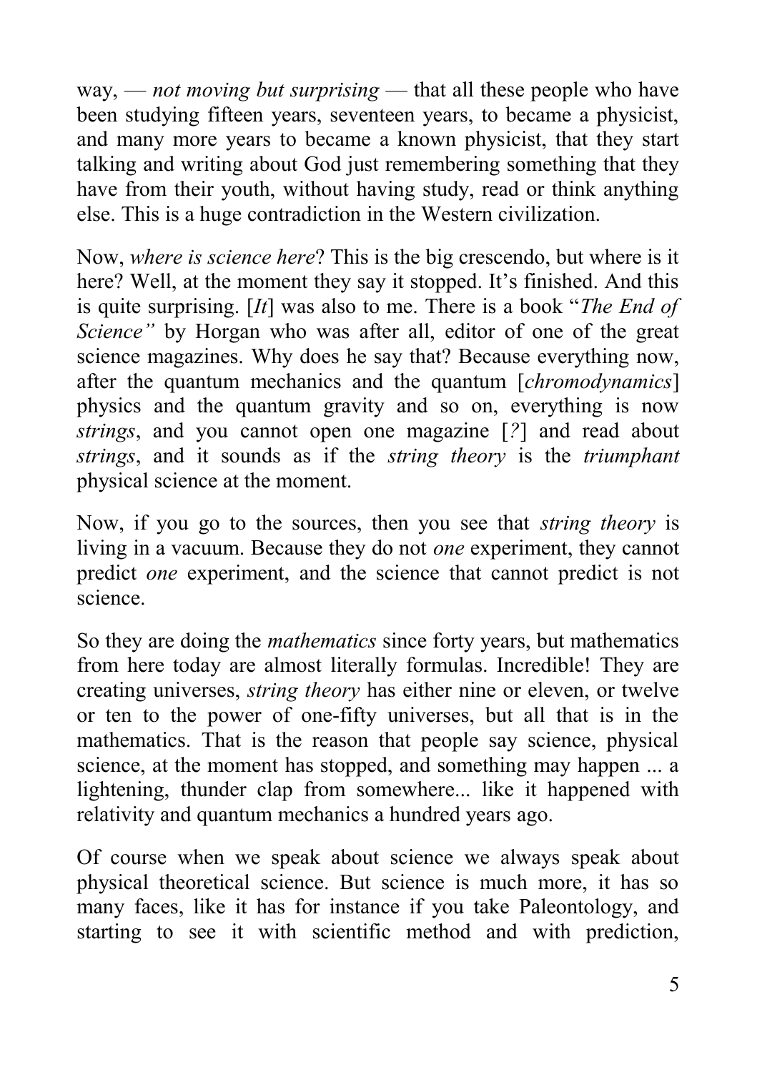way, — *not moving but surprising* — that all these people who have been studying fifteen years, seventeen years, to became a physicist, and many more years to became a known physicist, that they start talking and writing about God just remembering something that they have from their youth, without having study, read or think anything else. This is a huge contradiction in the Western civilization.

Now, *where is science here*? This is the big crescendo, but where is it here? Well, at the moment they say it stopped. It's finished. And this is quite surprising. [*It*] was also to me. There is a book "*The End of Science"* by Horgan who was after all, editor of one of the great science magazines. Why does he say that? Because everything now, after the quantum mechanics and the quantum [*chromodynamics*] physics and the quantum gravity and so on, everything is now *strings*, and you cannot open one magazine [*?*] and read about *strings*, and it sounds as if the *string theory* is the *triumphant* physical science at the moment.

Now, if you go to the sources, then you see that *string theory* is living in a vacuum. Because they do not *one* experiment, they cannot predict *one* experiment, and the science that cannot predict is not science.

So they are doing the *mathematics* since forty years, but mathematics from here today are almost literally formulas. Incredible! They are creating universes, *string theory* has either nine or eleven, or twelve or ten to the power of one-fifty universes, but all that is in the mathematics. That is the reason that people say science, physical science, at the moment has stopped, and something may happen ... a lightening, thunder clap from somewhere... like it happened with relativity and quantum mechanics a hundred years ago.

Of course when we speak about science we always speak about physical theoretical science. But science is much more, it has so many faces, like it has for instance if you take Paleontology, and starting to see it with scientific method and with prediction,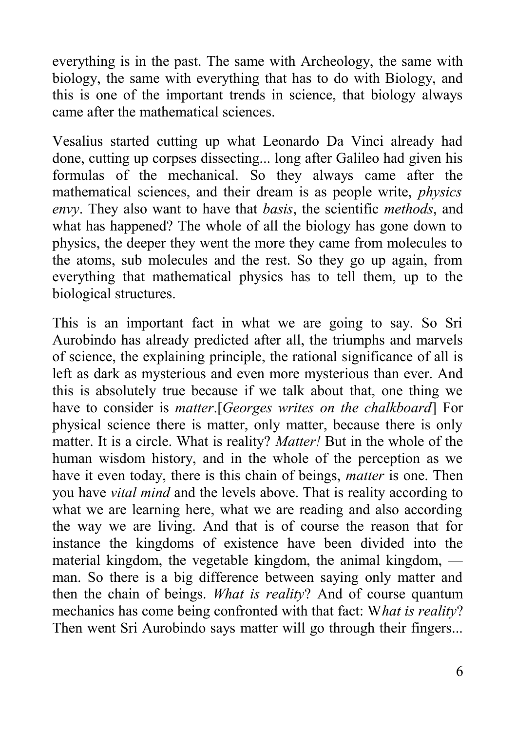everything is in the past. The same with Archeology, the same with biology, the same with everything that has to do with Biology, and this is one of the important trends in science, that biology always came after the mathematical sciences.

Vesalius started cutting up what Leonardo Da Vinci already had done, cutting up corpses dissecting... long after Galileo had given his formulas of the mechanical. So they always came after the mathematical sciences, and their dream is as people write, *physics envy*. They also want to have that *basis*, the scientific *methods*, and what has happened? The whole of all the biology has gone down to physics, the deeper they went the more they came from molecules to the atoms, sub molecules and the rest. So they go up again, from everything that mathematical physics has to tell them, up to the biological structures.

This is an important fact in what we are going to say. So Sri Aurobindo has already predicted after all, the triumphs and marvels of science, the explaining principle, the rational significance of all is left as dark as mysterious and even more mysterious than ever. And this is absolutely true because if we talk about that, one thing we have to consider is *matter*.[*Georges writes on the chalkboard*] For physical science there is matter, only matter, because there is only matter. It is a circle. What is reality? *Matter!* But in the whole of the human wisdom history, and in the whole of the perception as we have it even today, there is this chain of beings, *matter* is one. Then you have *vital mind* and the levels above. That is reality according to what we are learning here, what we are reading and also according the way we are living. And that is of course the reason that for instance the kingdoms of existence have been divided into the material kingdom, the vegetable kingdom, the animal kingdom, — man. So there is a big difference between saying only matter and then the chain of beings. *What is reality*? And of course quantum mechanics has come being confronted with that fact: W*hat is reality*? Then went Sri Aurobindo says matter will go through their fingers...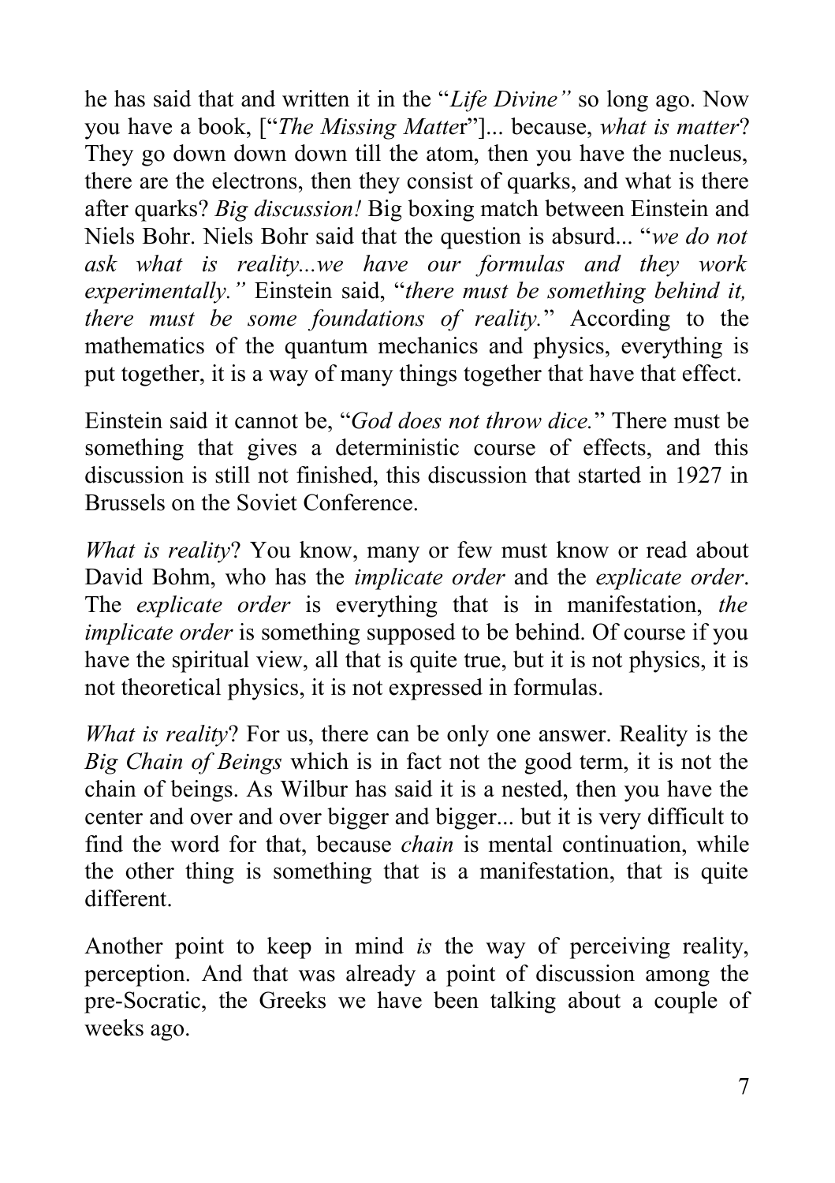he has said that and written it in the "*Life Divine"* so long ago. Now you have a book, ["*The Missing Matte*r"]... because, *what is matter*? They go down down down till the atom, then you have the nucleus, there are the electrons, then they consist of quarks, and what is there after quarks? *Big discussion!* Big boxing match between Einstein and Niels Bohr. Niels Bohr said that the question is absurd... "*we do not ask what is reality...we have our formulas and they work experimentally."* Einstein said, "*there must be something behind it, there must be some foundations of reality.*" According to the mathematics of the quantum mechanics and physics, everything is put together, it is a way of many things together that have that effect.

Einstein said it cannot be, "*God does not throw dice.*" There must be something that gives a deterministic course of effects, and this discussion is still not finished, this discussion that started in 1927 in Brussels on the Soviet Conference.

*What is reality*? You know, many or few must know or read about David Bohm, who has the *implicate order* and the *explicate order*. The *explicate order* is everything that is in manifestation, *the implicate order* is something supposed to be behind. Of course if you have the spiritual view, all that is quite true, but it is not physics, it is not theoretical physics, it is not expressed in formulas.

*What is reality*? For us, there can be only one answer. Reality is the *Big Chain of Beings* which is in fact not the good term, it is not the chain of beings. As Wilbur has said it is a nested, then you have the center and over and over bigger and bigger... but it is very difficult to find the word for that, because *chain* is mental continuation, while the other thing is something that is a manifestation, that is quite different.

Another point to keep in mind *is* the way of perceiving reality, perception. And that was already a point of discussion among the pre-Socratic, the Greeks we have been talking about a couple of weeks ago.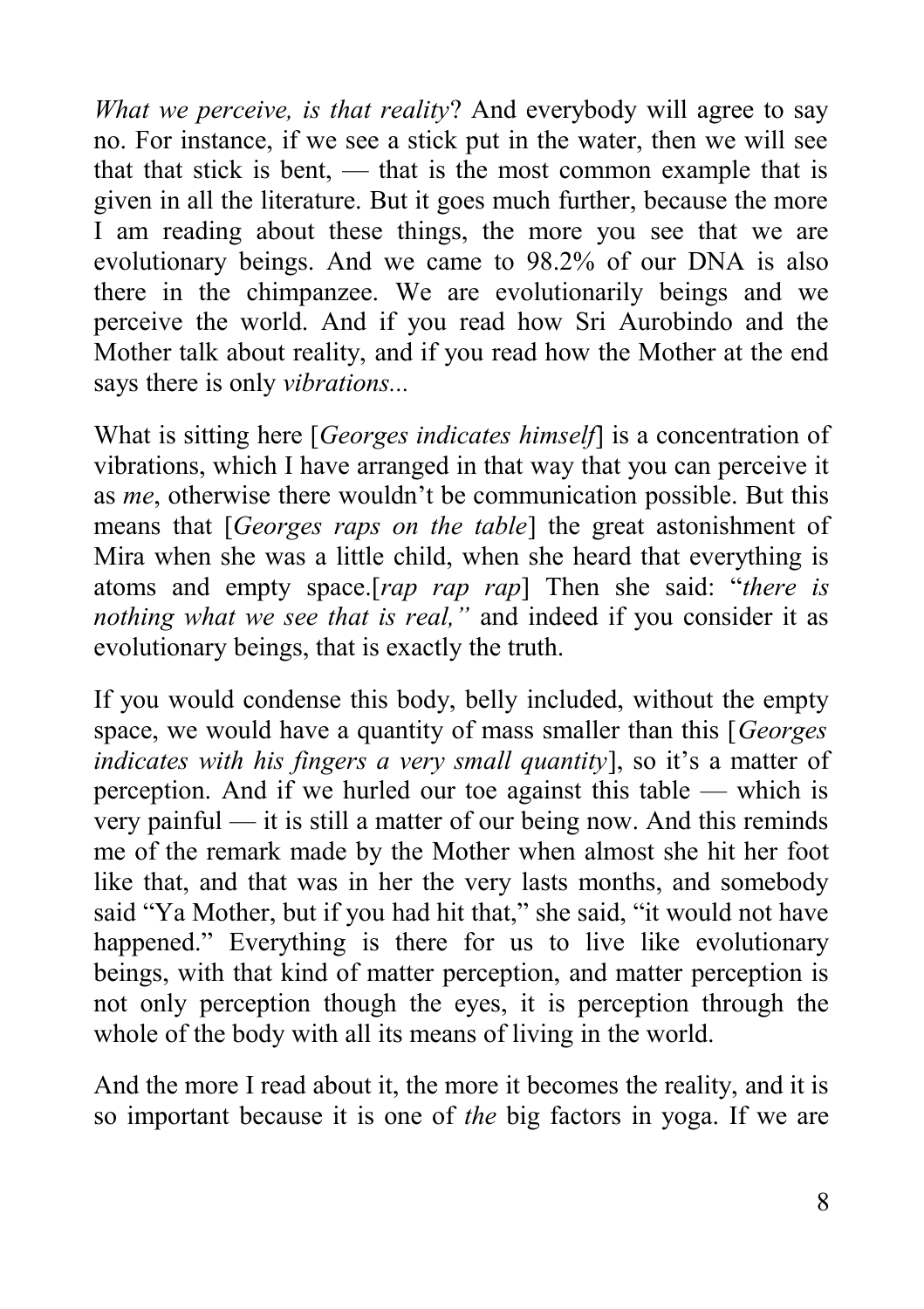*What we perceive, is that reality*? And everybody will agree to say no. For instance, if we see a stick put in the water, then we will see that that stick is bent, — that is the most common example that is given in all the literature. But it goes much further, because the more I am reading about these things, the more you see that we are evolutionary beings. And we came to 98.2% of our DNA is also there in the chimpanzee. We are evolutionarily beings and we perceive the world. And if you read how Sri Aurobindo and the Mother talk about reality, and if you read how the Mother at the end says there is only *vibrations...*

What is sitting here [*Georges indicates himself*] is a concentration of vibrations, which I have arranged in that way that you can perceive it as *me*, otherwise there wouldn't be communication possible. But this means that [*Georges raps on the table*] the great astonishment of Mira when she was a little child, when she heard that everything is atoms and empty space.[*rap rap rap*] Then she said: "*there is nothing what we see that is real,"* and indeed if you consider it as evolutionary beings, that is exactly the truth.

If you would condense this body, belly included, without the empty space, we would have a quantity of mass smaller than this [*Georges indicates with his fingers a very small quantity*], so it's a matter of perception. And if we hurled our toe against this table — which is very painful — it is still a matter of our being now. And this reminds me of the remark made by the Mother when almost she hit her foot like that, and that was in her the very lasts months, and somebody said "Ya Mother, but if you had hit that," she said, "it would not have happened." Everything is there for us to live like evolutionary beings, with that kind of matter perception, and matter perception is not only perception though the eyes, it is perception through the whole of the body with all its means of living in the world.

And the more I read about it, the more it becomes the reality, and it is so important because it is one of *the* big factors in yoga. If we are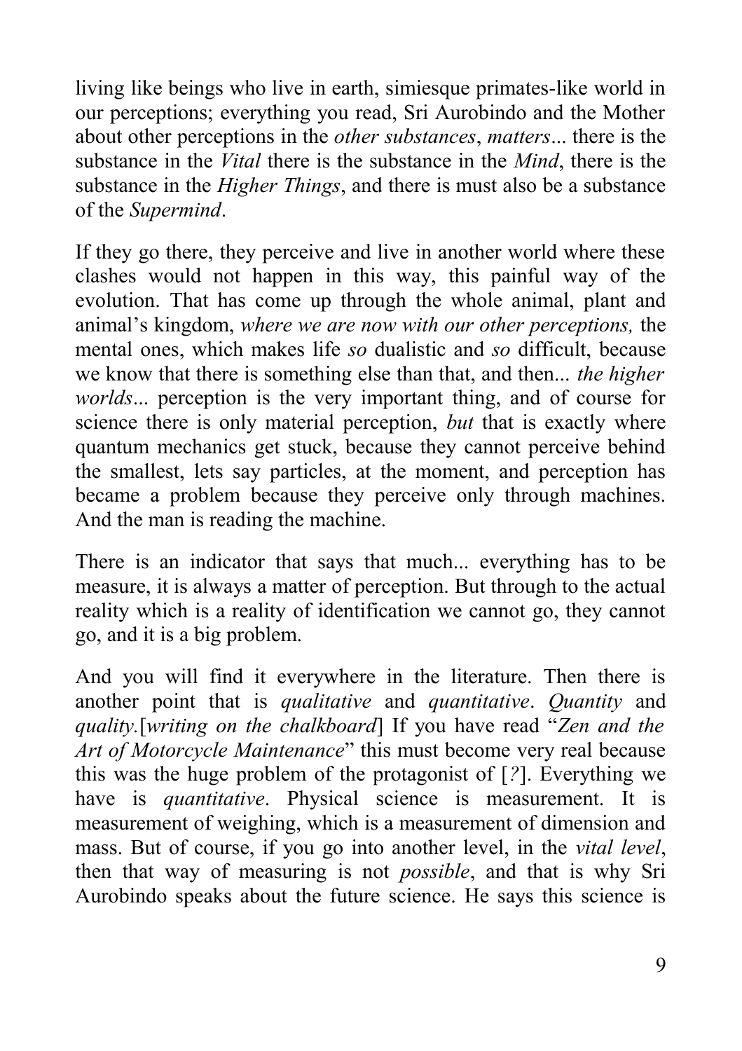living like beings who live in earth, simiesque primates-like world in our perceptions; everything you read, Sri Aurobindo and the Mother about other perceptions in the *other substances*, *matters*... there is the substance in the *Vital* there is the substance in the *Mind*, there is the substance in the *Higher Things*, and there is must also be a substance of the *Supermind*.

If they go there, they perceive and live in another world where these clashes would not happen in this way, this painful way of the evolution. That has come up through the whole animal, plant and animal's kingdom, *where we are now with our other perceptions,* the mental ones, which makes life *so* dualistic and *so* difficult, because we know that there is something else than that, and then... *the higher worlds*... perception is the very important thing, and of course for science there is only material perception, *but* that is exactly where quantum mechanics get stuck, because they cannot perceive behind the smallest, lets say particles, at the moment, and perception has became a problem because they perceive only through machines. And the man is reading the machine.

There is an indicator that says that much... everything has to be measure, it is always a matter of perception. But through to the actual reality which is a reality of identification we cannot go, they cannot go, and it is a big problem.

And you will find it everywhere in the literature. Then there is another point that is *qualitative* and *quantitative*. *Quantity* and *quality.*[*writing on the chalkboard*] If you have read "*Zen and the Art of Motorcycle Maintenance*" this must become very real because this was the huge problem of the protagonist of [*?*]. Everything we have is *quantitative*. Physical science is measurement. It is measurement of weighing, which is a measurement of dimension and mass. But of course, if you go into another level, in the *vital level*, then that way of measuring is not *possible*, and that is why Sri Aurobindo speaks about the future science. He says this science is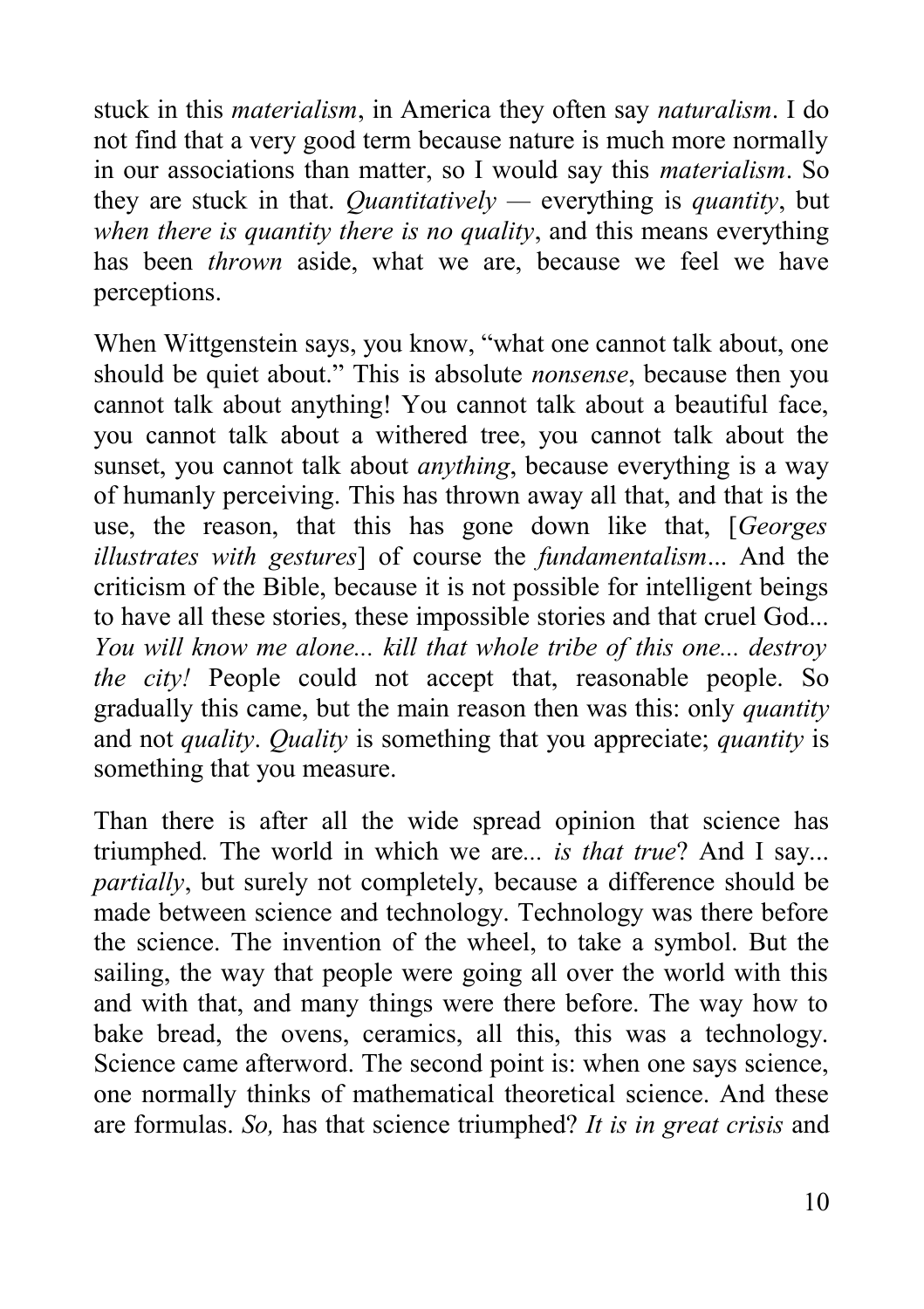stuck in this *materialism*, in America they often say *naturalism*. I do not find that a very good term because nature is much more normally in our associations than matter, so I would say this *materialism*. So they are stuck in that. *Quantitatively* — everything is *quantity*, but *when there is quantity there is no quality*, and this means everything has been *thrown* aside, what we are, because we feel we have perceptions.

When Wittgenstein says, you know, "what one cannot talk about, one should be quiet about." This is absolute *nonsense*, because then you cannot talk about anything! You cannot talk about a beautiful face, you cannot talk about a withered tree, you cannot talk about the sunset, you cannot talk about *anything*, because everything is a way of humanly perceiving. This has thrown away all that, and that is the use, the reason, that this has gone down like that, [*Georges illustrates with gestures*] of course the *fundamentalism*... And the criticism of the Bible, because it is not possible for intelligent beings to have all these stories, these impossible stories and that cruel God... *You will know me alone... kill that whole tribe of this one... destroy the city!* People could not accept that, reasonable people. So gradually this came, but the main reason then was this: only *quantity* and not *quality*. *Quality* is something that you appreciate; *quantity* is something that you measure.

Than there is after all the wide spread opinion that science has triumphed. The world in which we are... *is that true*? And I say... *partially*, but surely not completely, because a difference should be made between science and technology. Technology was there before the science. The invention of the wheel, to take a symbol. But the sailing, the way that people were going all over the world with this and with that, and many things were there before. The way how to bake bread, the ovens, ceramics, all this, this was a technology. Science came afterword. The second point is: when one says science, one normally thinks of mathematical theoretical science. And these are formulas. *So,* has that science triumphed? *It is in great crisis* and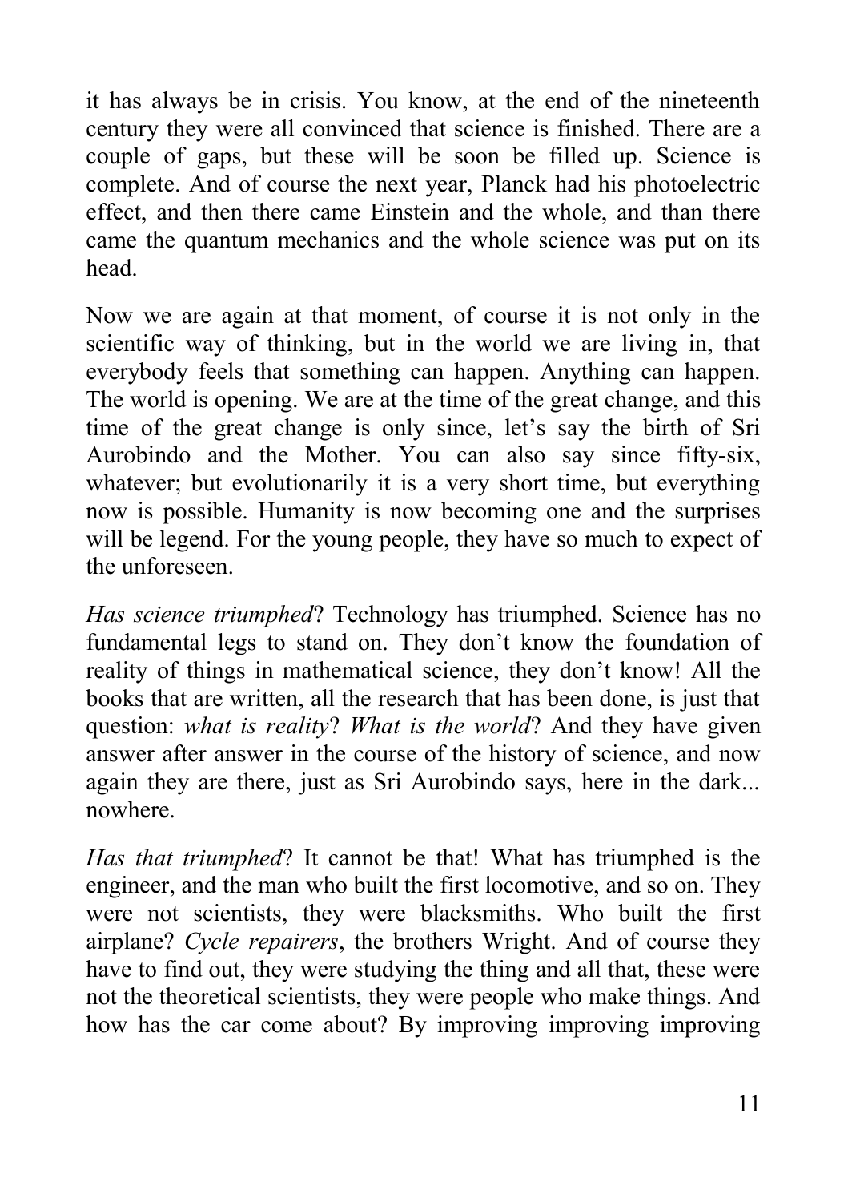it has always be in crisis. You know, at the end of the nineteenth century they were all convinced that science is finished. There are a couple of gaps, but these will be soon be filled up. Science is complete. And of course the next year, Planck had his photoelectric effect, and then there came Einstein and the whole, and than there came the quantum mechanics and the whole science was put on its head.

Now we are again at that moment, of course it is not only in the scientific way of thinking, but in the world we are living in, that everybody feels that something can happen. Anything can happen. The world is opening. We are at the time of the great change, and this time of the great change is only since, let's say the birth of Sri Aurobindo and the Mother. You can also say since fifty-six, whatever; but evolutionarily it is a very short time, but everything now is possible. Humanity is now becoming one and the surprises will be legend. For the young people, they have so much to expect of the unforeseen.

*Has science triumphed*? Technology has triumphed. Science has no fundamental legs to stand on. They don't know the foundation of reality of things in mathematical science, they don't know! All the books that are written, all the research that has been done, is just that question: *what is reality*? *What is the world*? And they have given answer after answer in the course of the history of science, and now again they are there, just as Sri Aurobindo says, here in the dark... nowhere.

*Has that triumphed*? It cannot be that! What has triumphed is the engineer, and the man who built the first locomotive, and so on. They were not scientists, they were blacksmiths. Who built the first airplane? *Cycle repairers*, the brothers Wright. And of course they have to find out, they were studying the thing and all that, these were not the theoretical scientists, they were people who make things. And how has the car come about? By improving improving improving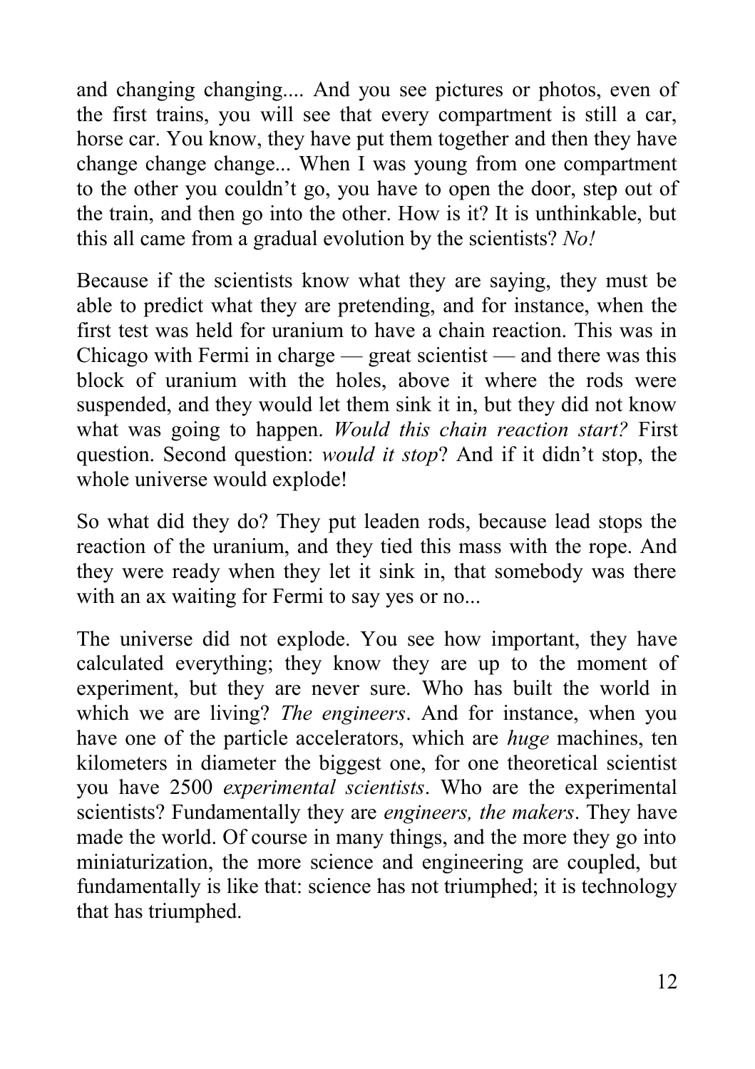and changing changing.... And you see pictures or photos, even of the first trains, you will see that every compartment is still a car, horse car. You know, they have put them together and then they have change change change... When I was young from one compartment to the other you couldn't go, you have to open the door, step out of the train, and then go into the other. How is it? It is unthinkable, but this all came from a gradual evolution by the scientists? *No!*

Because if the scientists know what they are saying, they must be able to predict what they are pretending, and for instance, when the first test was held for uranium to have a chain reaction. This was in Chicago with Fermi in charge — great scientist — and there was this block of uranium with the holes, above it where the rods were suspended, and they would let them sink it in, but they did not know what was going to happen. *Would this chain reaction start?* First question. Second question: *would it stop*? And if it didn't stop, the whole universe would explode!

So what did they do? They put leaden rods, because lead stops the reaction of the uranium, and they tied this mass with the rope. And they were ready when they let it sink in, that somebody was there with an ax waiting for Fermi to say yes or no...

The universe did not explode. You see how important, they have calculated everything; they know they are up to the moment of experiment, but they are never sure. Who has built the world in which we are living? *The engineers*. And for instance, when you have one of the particle accelerators, which are *huge* machines, ten kilometers in diameter the biggest one, for one theoretical scientist you have 2500 *experimental scientists*. Who are the experimental scientists? Fundamentally they are *engineers, the makers*. They have made the world. Of course in many things, and the more they go into miniaturization, the more science and engineering are coupled, but fundamentally is like that: science has not triumphed; it is technology that has triumphed.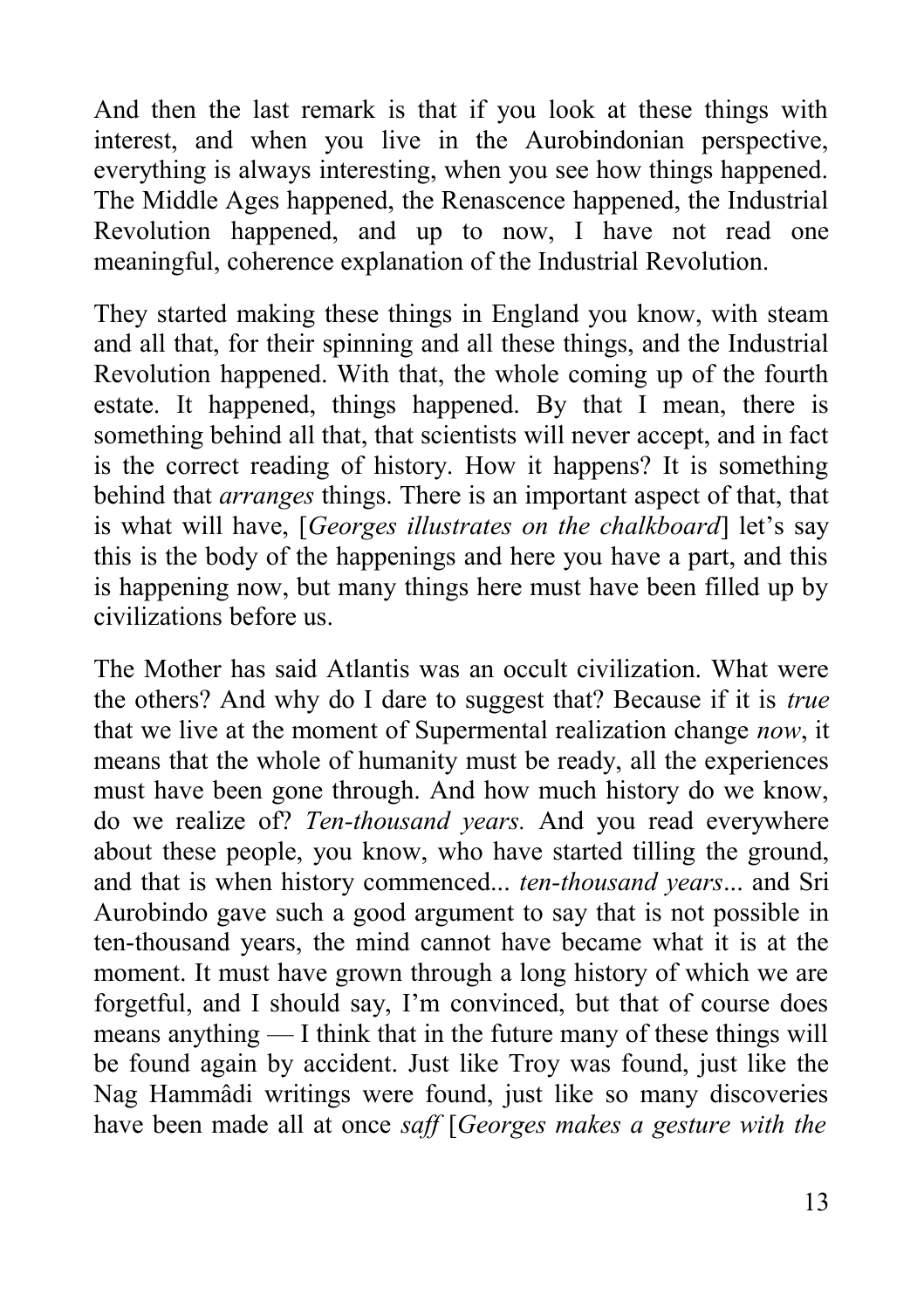And then the last remark is that if you look at these things with interest, and when you live in the Aurobindonian perspective, everything is always interesting, when you see how things happened. The Middle Ages happened, the Renascence happened, the Industrial Revolution happened, and up to now, I have not read one meaningful, coherence explanation of the Industrial Revolution.

They started making these things in England you know, with steam and all that, for their spinning and all these things, and the Industrial Revolution happened. With that, the whole coming up of the fourth estate. It happened, things happened. By that I mean, there is something behind all that, that scientists will never accept, and in fact is the correct reading of history. How it happens? It is something behind that *arranges* things. There is an important aspect of that, that is what will have, [*Georges illustrates on the chalkboard*] let's say this is the body of the happenings and here you have a part, and this is happening now, but many things here must have been filled up by civilizations before us.

The Mother has said Atlantis was an occult civilization. What were the others? And why do I dare to suggest that? Because if it is *true* that we live at the moment of Supermental realization change *now*, it means that the whole of humanity must be ready, all the experiences must have been gone through. And how much history do we know, do we realize of? *Ten-thousand years.* And you read everywhere about these people, you know, who have started tilling the ground, and that is when history commenced... *ten-thousand years*... and Sri Aurobindo gave such a good argument to say that is not possible in ten-thousand years, the mind cannot have became what it is at the moment. It must have grown through a long history of which we are forgetful, and I should say, I'm convinced, but that of course does means anything — I think that in the future many of these things will be found again by accident. Just like Troy was found, just like the Nag Hammâdi writings were found, just like so many discoveries have been made all at once *saff* [*Georges makes a gesture with the*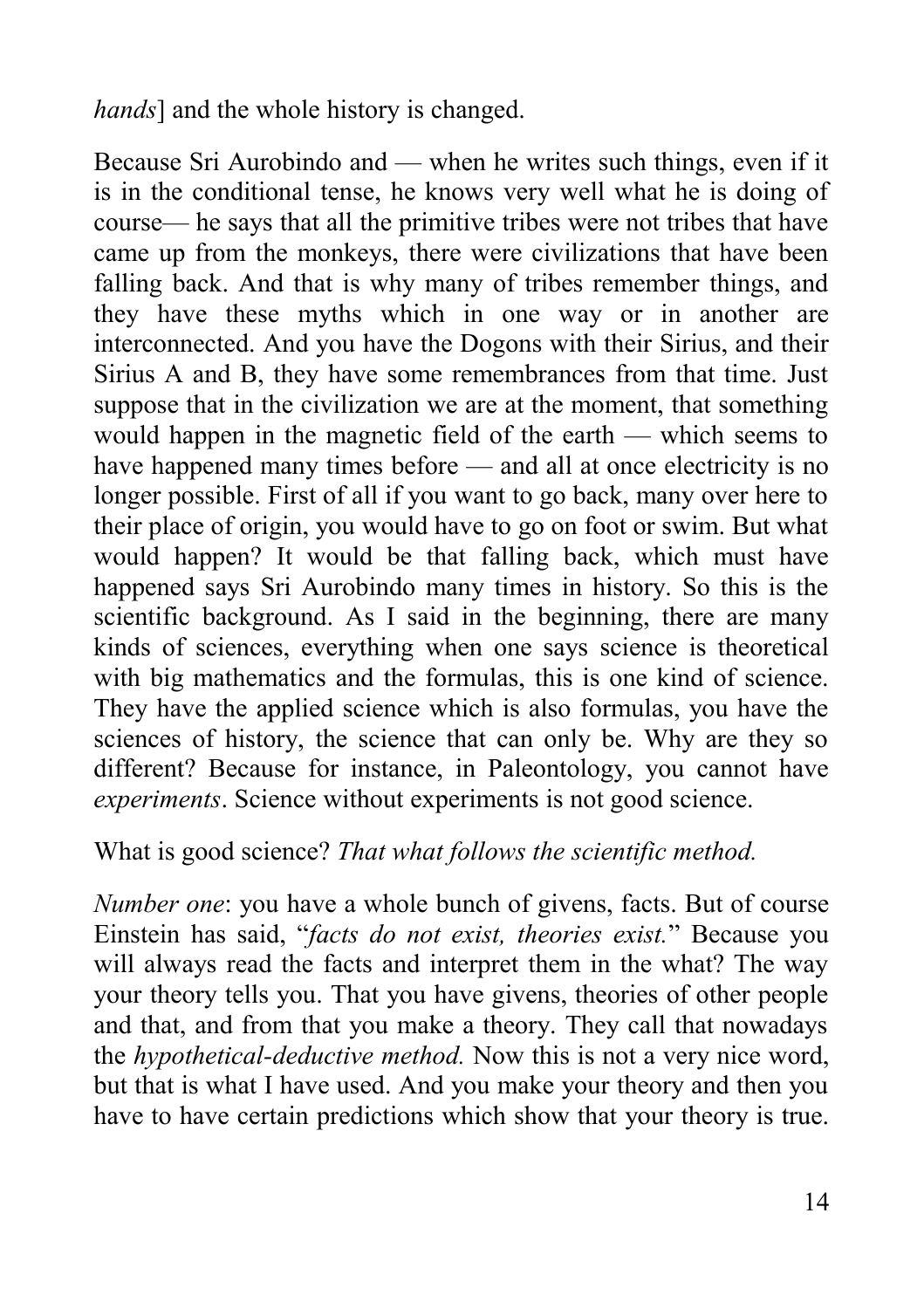*hands*] and the whole history is changed.

Because Sri Aurobindo and — when he writes such things, even if it is in the conditional tense, he knows very well what he is doing of course— he says that all the primitive tribes were not tribes that have came up from the monkeys, there were civilizations that have been falling back. And that is why many of tribes remember things, and they have these myths which in one way or in another are interconnected. And you have the Dogons with their Sirius, and their Sirius A and B, they have some remembrances from that time. Just suppose that in the civilization we are at the moment, that something would happen in the magnetic field of the earth — which seems to have happened many times before — and all at once electricity is no longer possible. First of all if you want to go back, many over here to their place of origin, you would have to go on foot or swim. But what would happen? It would be that falling back, which must have happened says Sri Aurobindo many times in history. So this is the scientific background. As I said in the beginning, there are many kinds of sciences, everything when one says science is theoretical with big mathematics and the formulas, this is one kind of science. They have the applied science which is also formulas, you have the sciences of history, the science that can only be. Why are they so different? Because for instance, in Paleontology, you cannot have *experiments*. Science without experiments is not good science.

What is good science? *That what follows the scientific method.*

*Number one*: you have a whole bunch of givens, facts. But of course Einstein has said, "*facts do not exist, theories exist.*" Because you will always read the facts and interpret them in the what? The way your theory tells you. That you have givens, theories of other people and that, and from that you make a theory. They call that nowadays the *hypothetical-deductive method.* Now this is not a very nice word, but that is what I have used. And you make your theory and then you have to have certain predictions which show that your theory is true.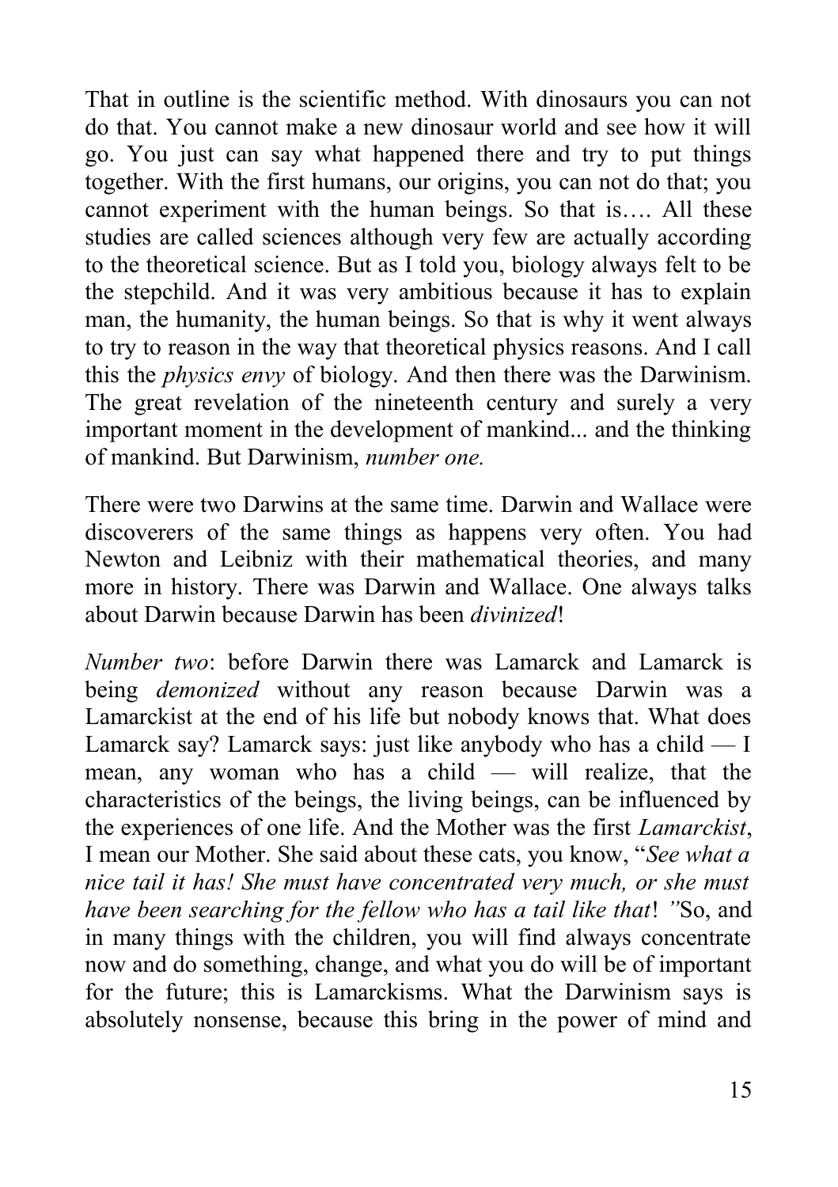That in outline is the scientific method. With dinosaurs you can not do that. You cannot make a new dinosaur world and see how it will go. You just can say what happened there and try to put things together. With the first humans, our origins, you can not do that; you cannot experiment with the human beings. So that is…. All these studies are called sciences although very few are actually according to the theoretical science. But as I told you, biology always felt to be the stepchild. And it was very ambitious because it has to explain man, the humanity, the human beings. So that is why it went always to try to reason in the way that theoretical physics reasons. And I call this the *physics envy* of biology. And then there was the Darwinism. The great revelation of the nineteenth century and surely a very important moment in the development of mankind... and the thinking of mankind. But Darwinism, *number one.*

There were two Darwins at the same time. Darwin and Wallace were discoverers of the same things as happens very often. You had Newton and Leibniz with their mathematical theories, and many more in history. There was Darwin and Wallace. One always talks about Darwin because Darwin has been *divinized*!

*Number two*: before Darwin there was Lamarck and Lamarck is being *demonized* without any reason because Darwin was a Lamarckist at the end of his life but nobody knows that. What does Lamarck say? Lamarck says: just like anybody who has a child — I mean, any woman who has a child — will realize, that the characteristics of the beings, the living beings, can be influenced by the experiences of one life. And the Mother was the first *Lamarckist*, I mean our Mother. She said about these cats, you know, "*See what a nice tail it has! She must have concentrated very much, or she must have been searching for the fellow who has a tail like that*! *"*So, and in many things with the children, you will find always concentrate now and do something, change, and what you do will be of important for the future; this is Lamarckisms. What the Darwinism says is absolutely nonsense, because this bring in the power of mind and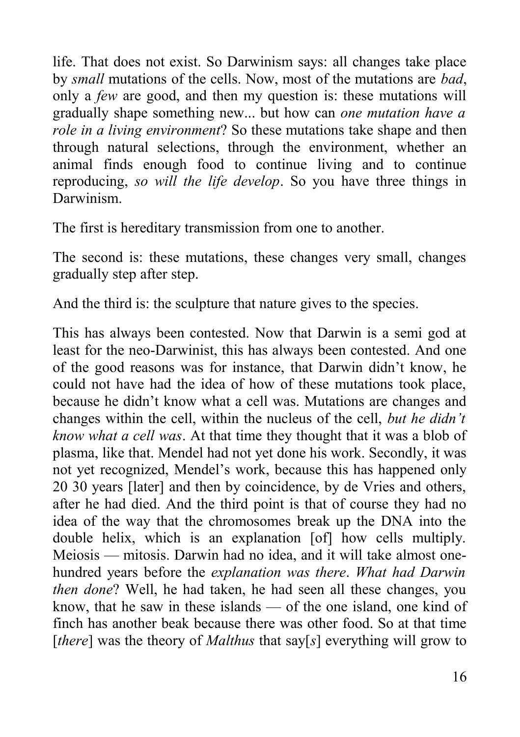life. That does not exist. So Darwinism says: all changes take place by *small* mutations of the cells. Now, most of the mutations are *bad*, only a *few* are good, and then my question is: these mutations will gradually shape something new... but how can *one mutation have a role in a living environment*? So these mutations take shape and then through natural selections, through the environment, whether an animal finds enough food to continue living and to continue reproducing, *so will the life develop*. So you have three things in Darwinism.

The first is hereditary transmission from one to another.

The second is: these mutations, these changes very small, changes gradually step after step.

And the third is: the sculpture that nature gives to the species.

This has always been contested. Now that Darwin is a semi god at least for the neo-Darwinist, this has always been contested. And one of the good reasons was for instance, that Darwin didn't know, he could not have had the idea of how of these mutations took place, because he didn't know what a cell was. Mutations are changes and changes within the cell, within the nucleus of the cell, *but he didn't know what a cell was*. At that time they thought that it was a blob of plasma, like that. Mendel had not yet done his work. Secondly, it was not yet recognized, Mendel's work, because this has happened only 20 30 years [later] and then by coincidence, by de Vries and others, after he had died. And the third point is that of course they had no idea of the way that the chromosomes break up the DNA into the double helix, which is an explanation [of] how cells multiply. Meiosis — mitosis. Darwin had no idea, and it will take almost one-hundred years before the *explanation was there*. *What had Darwin then done*? Well, he had taken, he had seen all these changes, you know, that he saw in these islands — of the one island, one kind of finch has another beak because there was other food. So at that time [*there*] was the theory of *Malthus* that say[*s*] everything will grow to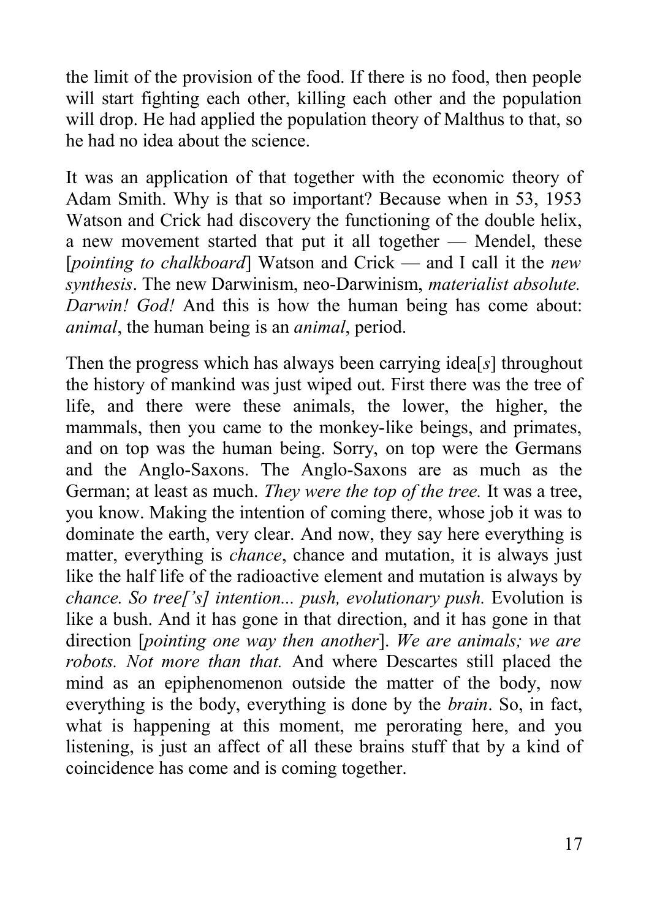the limit of the provision of the food. If there is no food, then people will start fighting each other, killing each other and the population will drop. He had applied the population theory of Malthus to that, so he had no idea about the science.

It was an application of that together with the economic theory of Adam Smith. Why is that so important? Because when in 53, 1953 Watson and Crick had discovery the functioning of the double helix, a new movement started that put it all together — Mendel, these [*pointing to chalkboard*] Watson and Crick — and I call it the *new synthesis*. The new Darwinism, neo-Darwinism, *materialist absolute. Darwin! God!* And this is how the human being has come about: *animal*, the human being is an *animal*, period.

Then the progress which has always been carrying idea[*s*] throughout the history of mankind was just wiped out. First there was the tree of life, and there were these animals, the lower, the higher, the mammals, then you came to the monkey-like beings, and primates, and on top was the human being. Sorry, on top were the Germans and the Anglo-Saxons. The Anglo-Saxons are as much as the German; at least as much. *They were the top of the tree.* It was a tree, you know. Making the intention of coming there, whose job it was to dominate the earth, very clear. And now, they say here everything is matter, everything is *chance*, chance and mutation, it is always just like the half life of the radioactive element and mutation is always by *chance. So tree['s] intention... push, evolutionary push.* Evolution is like a bush. And it has gone in that direction, and it has gone in that direction [*pointing one way then another*]. *We are animals; we are robots. Not more than that.* And where Descartes still placed the mind as an epiphenomenon outside the matter of the body, now everything is the body, everything is done by the *brain*. So, in fact, what is happening at this moment, me perorating here, and you listening, is just an affect of all these brains stuff that by a kind of coincidence has come and is coming together.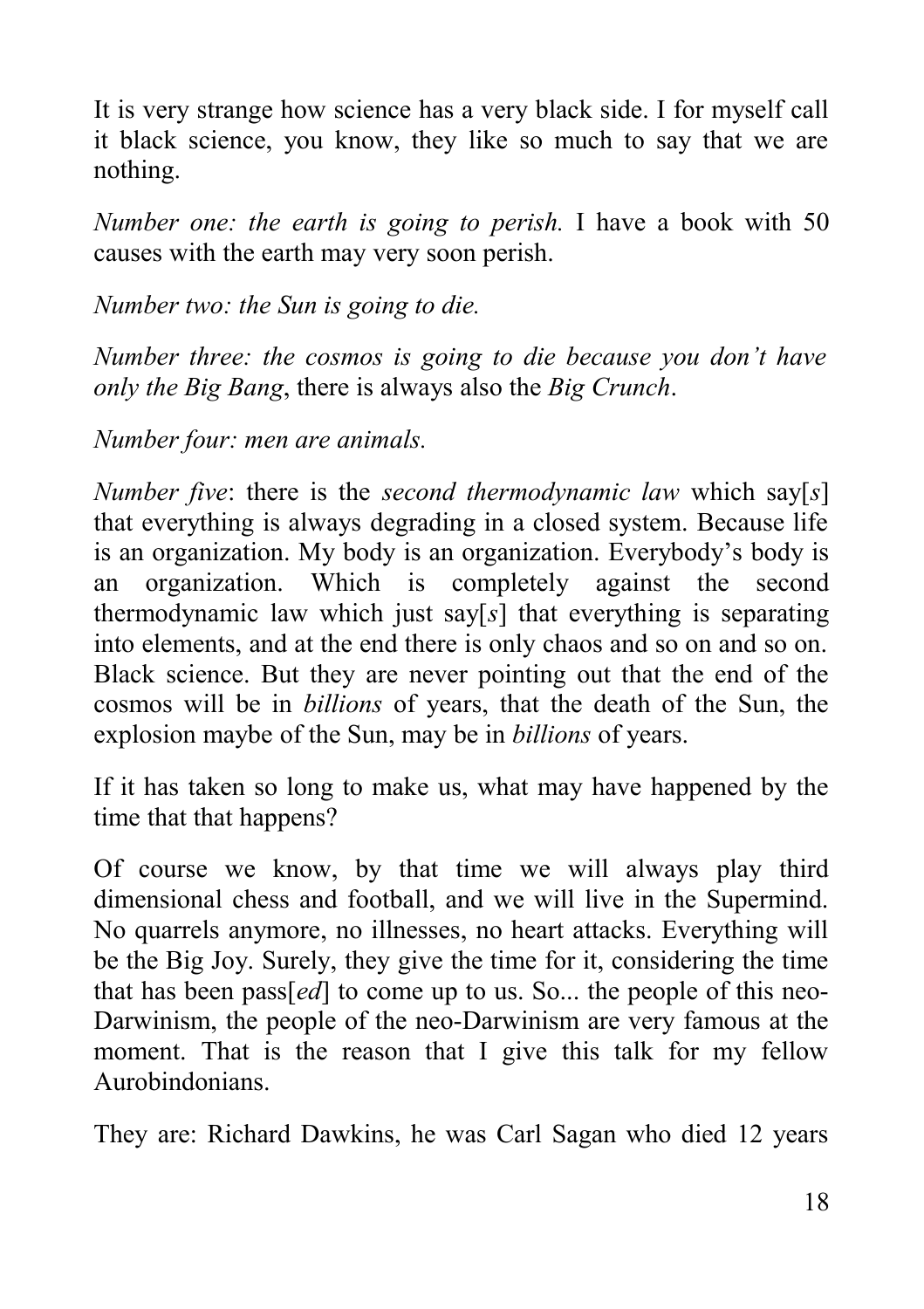It is very strange how science has a very black side. I for myself call it black science, you know, they like so much to say that we are nothing.

*Number one: the earth is going to perish.* I have a book with 50 causes with the earth may very soon perish.

*Number two: the Sun is going to die.*

*Number three: the cosmos is going to die because you don't have only the Big Bang*, there is always also the *Big Crunch*.

*Number four: men are animals.*

*Number five*: there is the *second thermodynamic law* which say[*s*] that everything is always degrading in a closed system. Because life is an organization. My body is an organization. Everybody's body is an organization. Which is completely against the second thermodynamic law which just say[*s*] that everything is separating into elements, and at the end there is only chaos and so on and so on. Black science. But they are never pointing out that the end of the cosmos will be in *billions* of years, that the death of the Sun, the explosion maybe of the Sun, may be in *billions* of years.

If it has taken so long to make us, what may have happened by the time that that happens?

Of course we know, by that time we will always play third dimensional chess and football, and we will live in the Supermind. No quarrels anymore, no illnesses, no heart attacks. Everything will be the Big Joy. Surely, they give the time for it, considering the time that has been pass[*ed*] to come up to us. So... the people of this neo-Darwinism, the people of the neo-Darwinism are very famous at the moment. That is the reason that I give this talk for my fellow Aurobindonians.

They are: Richard Dawkins, he was Carl Sagan who died 12 years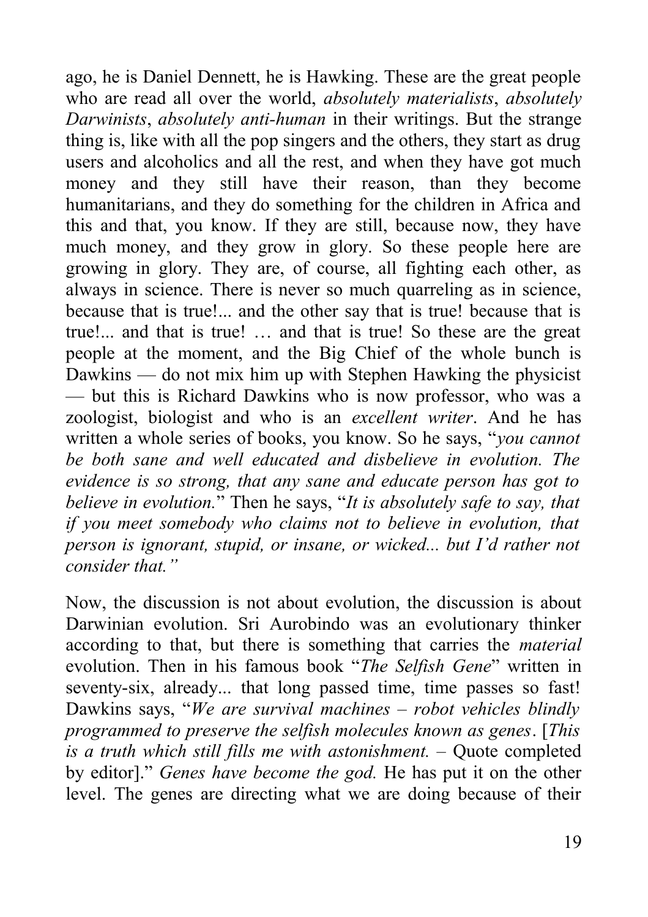ago, he is Daniel Dennett, he is Hawking. These are the great people who are read all over the world, *absolutely materialists*, *absolutely Darwinists*, *absolutely anti-human* in their writings. But the strange thing is, like with all the pop singers and the others, they start as drug users and alcoholics and all the rest, and when they have got much money and they still have their reason, than they become humanitarians, and they do something for the children in Africa and this and that, you know. If they are still, because now, they have much money, and they grow in glory. So these people here are growing in glory. They are, of course, all fighting each other, as always in science. There is never so much quarreling as in science, because that is true!... and the other say that is true! because that is true!... and that is true! … and that is true! So these are the great people at the moment, and the Big Chief of the whole bunch is Dawkins — do not mix him up with Stephen Hawking the physicist — but this is Richard Dawkins who is now professor, who was a zoologist, biologist and who is an *excellent writer*. And he has written a whole series of books, you know. So he says, "*you cannot be both sane and well educated and disbelieve in evolution. The evidence is so strong, that any sane and educate person has got to believe in evolution.*" Then he says, "*It is absolutely safe to say, that if you meet somebody who claims not to believe in evolution, that person is ignorant, stupid, or insane, or wicked... but I'd rather not consider that.*"

Now, the discussion is not about evolution, the discussion is about Darwinian evolution. Sri Aurobindo was an evolutionary thinker according to that, but there is something that carries the *material* evolution. Then in his famous book "*The Selfish Gene*" written in seventy-six, already... that long passed time, time passes so fast! Dawkins says, "*We are survival machines – robot vehicles blindly programmed to preserve the selfish molecules known as genes*. [*This is a truth which still fills me with astonishment.* – Quote completed by editor]." *Genes have become the god.* He has put it on the other level. The genes are directing what we are doing because of their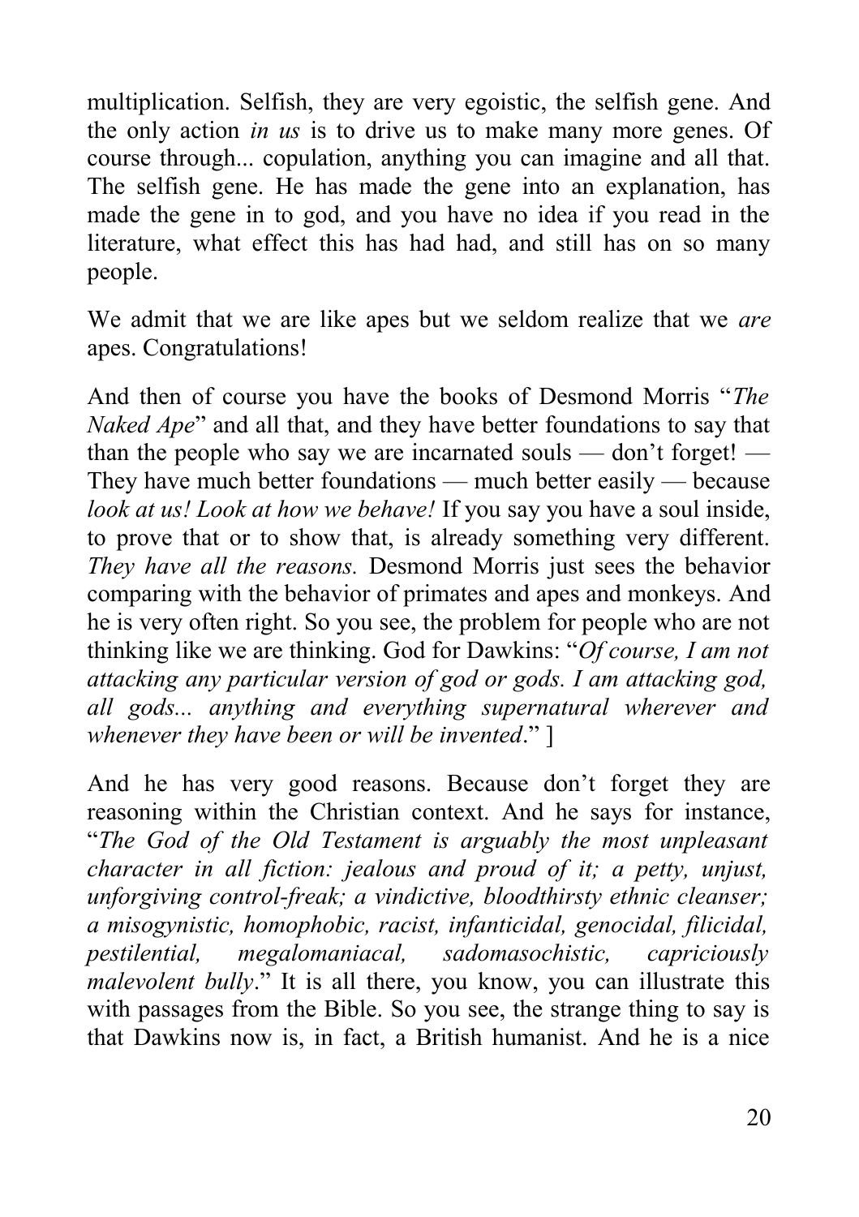multiplication. Selfish, they are very egoistic, the selfish gene. And the only action *in us* is to drive us to make many more genes. Of course through... copulation, anything you can imagine and all that. The selfish gene. He has made the gene into an explanation, has made the gene in to god, and you have no idea if you read in the literature, what effect this has had had, and still has on so many people.

We admit that we are like apes but we seldom realize that we *are* apes. Congratulations!

And then of course you have the books of Desmond Morris "*The Naked Ape*" and all that, and they have better foundations to say that than the people who say we are incarnated souls — don't forget! — They have much better foundations — much better easily — because *look at us! Look at how we behave!* If you say you have a soul inside, to prove that or to show that, is already something very different. *They have all the reasons.* Desmond Morris just sees the behavior comparing with the behavior of primates and apes and monkeys. And he is very often right. So you see, the problem for people who are not thinking like we are thinking. God for Dawkins: "*Of course, I am not attacking any particular version of god or gods. I am attacking god, all gods... anything and everything supernatural wherever and whenever they have been or will be invented*." ]

And he has very good reasons. Because don't forget they are reasoning within the Christian context. And he says for instance, "*The God of the Old Testament is arguably the most unpleasant character in all fiction: jealous and proud of it; a petty, unjust, unforgiving control-freak; a vindictive, bloodthirsty ethnic cleanser; a misogynistic, homophobic, racist, infanticidal, genocidal, filicidal, pestilential, megalomaniacal, sadomasochistic, capriciously malevolent bully*." It is all there, you know, you can illustrate this with passages from the Bible. So you see, the strange thing to say is that Dawkins now is, in fact, a British humanist. And he is a nice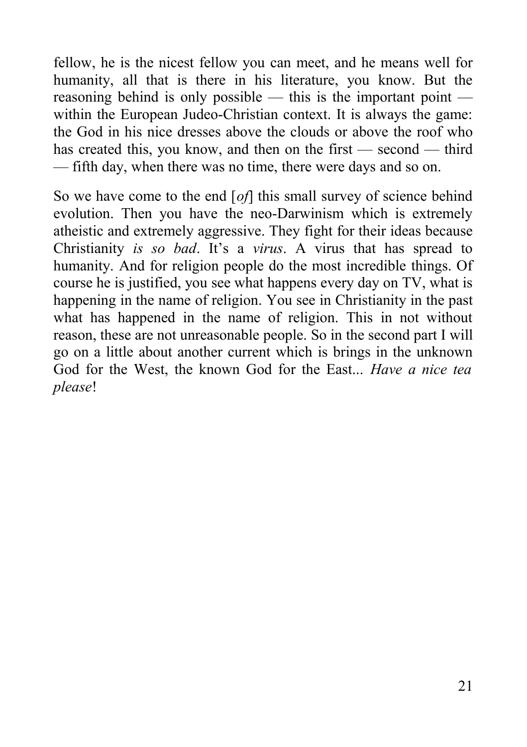fellow, he is the nicest fellow you can meet, and he means well for humanity, all that is there in his literature, you know. But the reasoning behind is only possible — this is the important point — within the European Judeo-Christian context. It is always the game: the God in his nice dresses above the clouds or above the roof who has created this, you know, and then on the first — second — third — fifth day, when there was no time, there were days and so on.

So we have come to the end [*of*] this small survey of science behind evolution. Then you have the neo-Darwinism which is extremely atheistic and extremely aggressive. They fight for their ideas because Christianity *is so bad*. It's a *virus*. A virus that has spread to humanity. And for religion people do the most incredible things. Of course he is justified, you see what happens every day on TV, what is happening in the name of religion. You see in Christianity in the past what has happened in the name of religion. This in not without reason, these are not unreasonable people. So in the second part I will go on a little about another current which is brings in the unknown God for the West, the known God for the East... *Have a nice tea please*!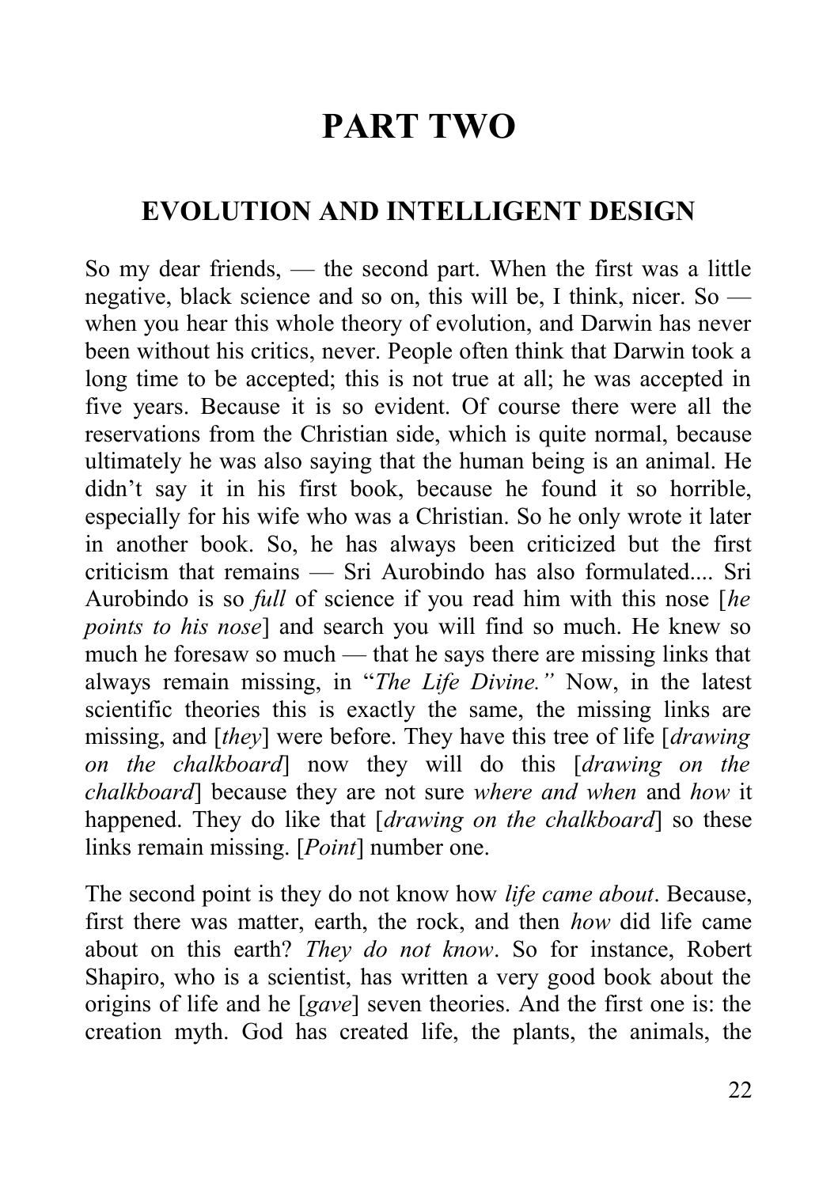# PART TWO

## EVOLUTION AND INTELLIGENT DESIGN

So my dear friends, — the second part. When the first was a little negative, black science and so on, this will be, I think, nicer. So — when you hear this whole theory of evolution, and Darwin has never been without his critics, never. People often think that Darwin took a long time to be accepted; this is not true at all; he was accepted in five years. Because it is so evident. Of course there were all the reservations from the Christian side, which is quite normal, because ultimately he was also saying that the human being is an animal. He didn't say it in his first book, because he found it so horrible, especially for his wife who was a Christian. So he only wrote it later in another book. So, he has always been criticized but the first criticism that remains — Sri Aurobindo has also formulated.... Sri Aurobindo is so *full* of science if you read him with this nose [*he points to his nose*] and search you will find so much. He knew so much he foresaw so much — that he says there are missing links that always remain missing, in "*The Life Divine.*" Now, in the latest scientific theories this is exactly the same, the missing links are missing, and [*they*] were before. They have this tree of life [*drawing on the chalkboard*] now they will do this [*drawing on the chalkboard*] because they are not sure *where and when* and *how* it happened. They do like that [*drawing on the chalkboard*] so these links remain missing. [*Point*] number one.

The second point is they do not know how *life came about*. Because, first there was matter, earth, the rock, and then *how* did life came about on this earth? *They do not know*. So for instance, Robert Shapiro, who is a scientist, has written a very good book about the origins of life and he [*gave*] seven theories. And the first one is: the creation myth. God has created life, the plants, the animals, the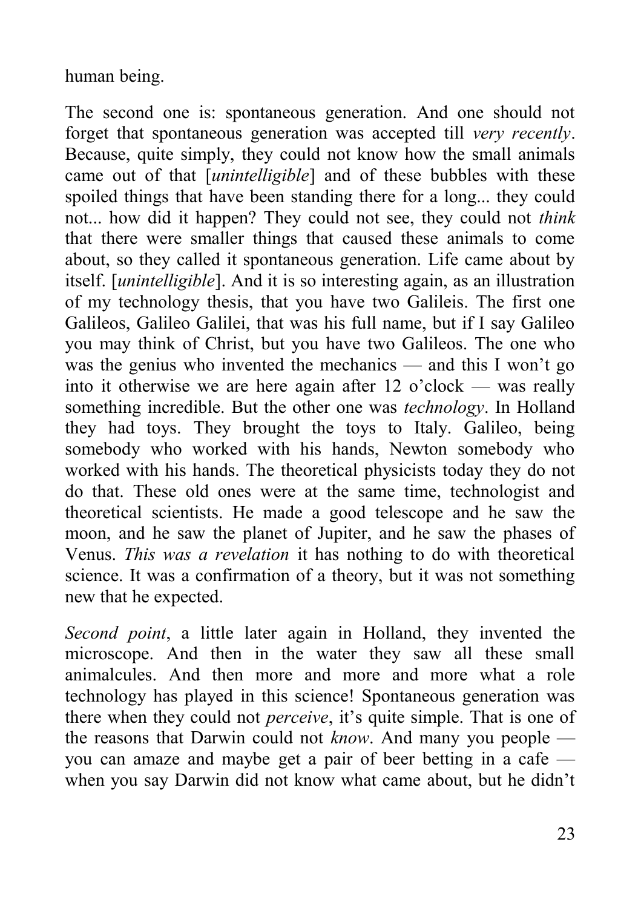human being.

The second one is: spontaneous generation. And one should not forget that spontaneous generation was accepted till *very recently*. Because, quite simply, they could not know how the small animals came out of that [*unintelligible*] and of these bubbles with these spoiled things that have been standing there for a long... they could not... how did it happen? They could not see, they could not *think* that there were smaller things that caused these animals to come about, so they called it spontaneous generation. Life came about by itself. [*unintelligible*]. And it is so interesting again, as an illustration of my technology thesis, that you have two Galileis. The first one Galileos, Galileo Galilei, that was his full name, but if I say Galileo you may think of Christ, but you have two Galileos. The one who was the genius who invented the mechanics — and this I won't go into it otherwise we are here again after 12 o'clock — was really something incredible. But the other one was *technology*. In Holland they had toys. They brought the toys to Italy. Galileo, being somebody who worked with his hands, Newton somebody who worked with his hands. The theoretical physicists today they do not do that. These old ones were at the same time, technologist and theoretical scientists. He made a good telescope and he saw the moon, and he saw the planet of Jupiter, and he saw the phases of Venus. *This was a revelation* it has nothing to do with theoretical science. It was a confirmation of a theory, but it was not something new that he expected.

*Second point*, a little later again in Holland, they invented the microscope. And then in the water they saw all these small animalcules. And then more and more and more what a role technology has played in this science! Spontaneous generation was there when they could not *perceive*, it's quite simple. That is one of the reasons that Darwin could not *know*. And many you people — you can amaze and maybe get a pair of beer betting in a cafe — when you say Darwin did not know what came about, but he didn't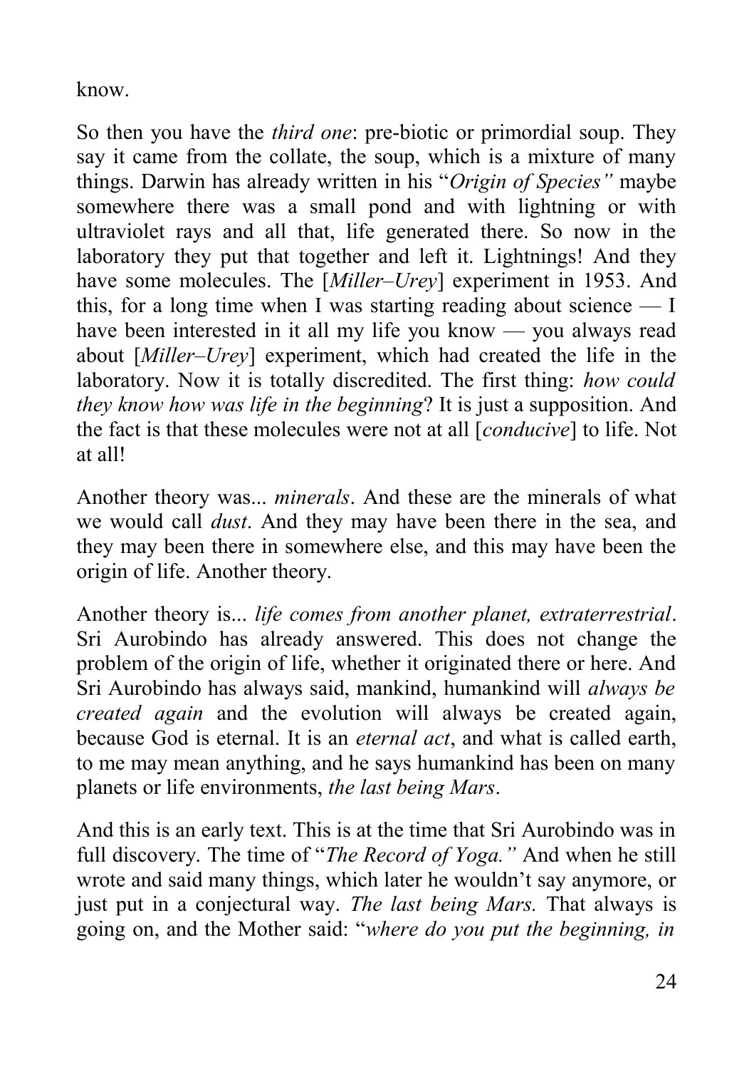know.

So then you have the *third one*: pre-biotic or primordial soup. They say it came from the collate, the soup, which is a mixture of many things. Darwin has already written in his "*Origin of Species"* maybe somewhere there was a small pond and with lightning or with ultraviolet rays and all that, life generated there. So now in the laboratory they put that together and left it. Lightnings! And they have some molecules. The [*Miller–Urey*] experiment in 1953. And this, for a long time when I was starting reading about science — I have been interested in it all my life you know — you always read about [*Miller–Urey*] experiment, which had created the life in the laboratory. Now it is totally discredited. The first thing: *how could they know how was life in the beginning*? It is just a supposition. And the fact is that these molecules were not at all [*conducive*] to life. Not at all!

Another theory was... *minerals*. And these are the minerals of what we would call *dust*. And they may have been there in the sea, and they may been there in somewhere else, and this may have been the origin of life. Another theory.

Another theory is... *life comes from another planet, extraterrestrial*. Sri Aurobindo has already answered. This does not change the problem of the origin of life, whether it originated there or here. And Sri Aurobindo has always said, mankind, humankind will *always be created again* and the evolution will always be created again, because God is eternal. It is an *eternal act*, and what is called earth, to me may mean anything, and he says humankind has been on many planets or life environments, *the last being Mars*.

And this is an early text. This is at the time that Sri Aurobindo was in full discovery. The time of "*The Record of Yoga."* And when he still wrote and said many things, which later he wouldn't say anymore, or just put in a conjectural way. *The last being Mars.* That always is going on, and the Mother said: "*where do you put the beginning, in*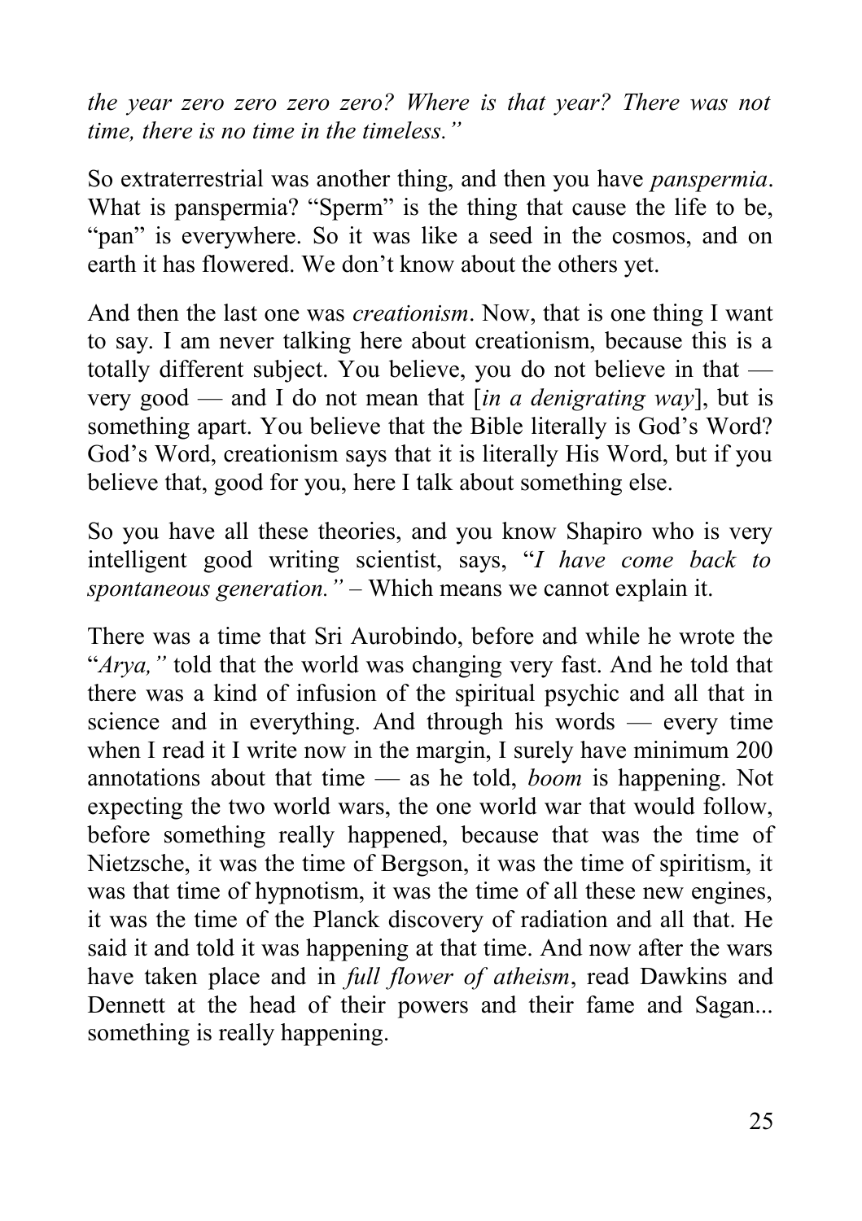*the year zero zero zero zero? Where is that year? There was not time, there is no time in the timeless."*

So extraterrestrial was another thing, and then you have *panspermia*. What is panspermia? "Sperm" is the thing that cause the life to be, "pan" is everywhere. So it was like a seed in the cosmos, and on earth it has flowered. We don't know about the others yet.

And then the last one was *creationism*. Now, that is one thing I want to say. I am never talking here about creationism, because this is a totally different subject. You believe, you do not believe in that — very good — and I do not mean that [*in a denigrating way*], but is something apart. You believe that the Bible literally is God's Word? God's Word, creationism says that it is literally His Word, but if you believe that, good for you, here I talk about something else.

So you have all these theories, and you know Shapiro who is very intelligent good writing scientist, says, "*I have come back to spontaneous generation."* – Which means we cannot explain it.

There was a time that Sri Aurobindo, before and while he wrote the "*Arya,"* told that the world was changing very fast. And he told that there was a kind of infusion of the spiritual psychic and all that in science and in everything. And through his words — every time when I read it I write now in the margin, I surely have minimum 200 annotations about that time — as he told, *boom* is happening. Not expecting the two world wars, the one world war that would follow, before something really happened, because that was the time of Nietzsche, it was the time of Bergson, it was the time of spiritism, it was that time of hypnotism, it was the time of all these new engines, it was the time of the Planck discovery of radiation and all that. He said it and told it was happening at that time. And now after the wars have taken place and in *full flower of atheism*, read Dawkins and Dennett at the head of their powers and their fame and Sagan... something is really happening.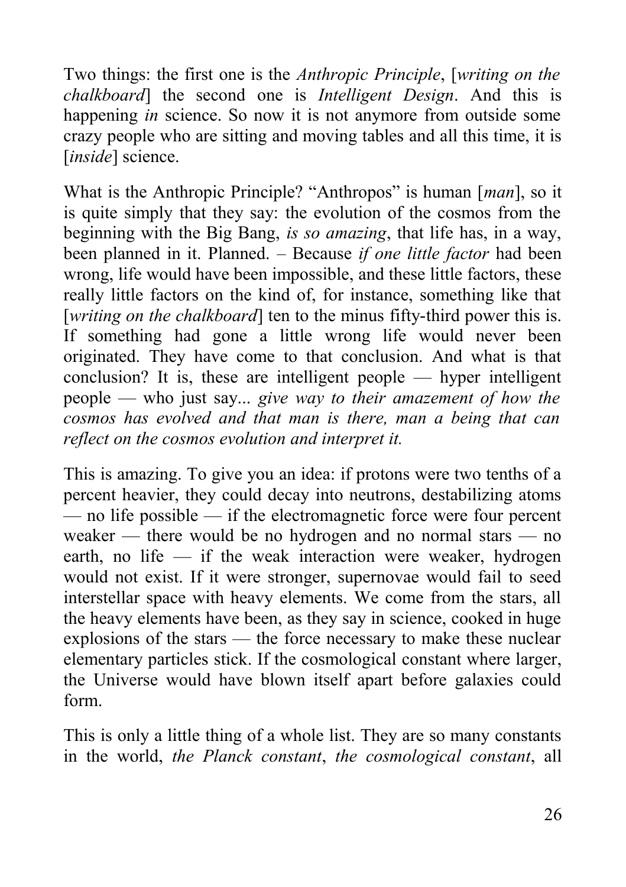Two things: the first one is the *Anthropic Principle*, [*writing on the chalkboard*] the second one is *Intelligent Design*. And this is happening *in* science. So now it is not anymore from outside some crazy people who are sitting and moving tables and all this time, it is [*inside*] science.

What is the Anthropic Principle? "Anthropos" is human [*man*], so it is quite simply that they say: the evolution of the cosmos from the beginning with the Big Bang, *is so amazing*, that life has, in a way, been planned in it. Planned. – Because *if one little factor* had been wrong, life would have been impossible, and these little factors, these really little factors on the kind of, for instance, something like that [*writing on the chalkboard*] ten to the minus fifty-third power this is. If something had gone a little wrong life would never been originated. They have come to that conclusion. And what is that conclusion? It is, these are intelligent people — hyper intelligent people — who just say... *give way to their amazement of how the cosmos has evolved and that man is there, man a being that can reflect on the cosmos evolution and interpret it.*

This is amazing. To give you an idea: if protons were two tenths of a percent heavier, they could decay into neutrons, destabilizing atoms — no life possible — if the electromagnetic force were four percent weaker — there would be no hydrogen and no normal stars — no earth, no life — if the weak interaction were weaker, hydrogen would not exist. If it were stronger, supernovae would fail to seed interstellar space with heavy elements. We come from the stars, all the heavy elements have been, as they say in science, cooked in huge explosions of the stars — the force necessary to make these nuclear elementary particles stick. If the cosmological constant where larger, the Universe would have blown itself apart before galaxies could form.

This is only a little thing of a whole list. They are so many constants in the world, *the Planck constant*, *the cosmological constant*, all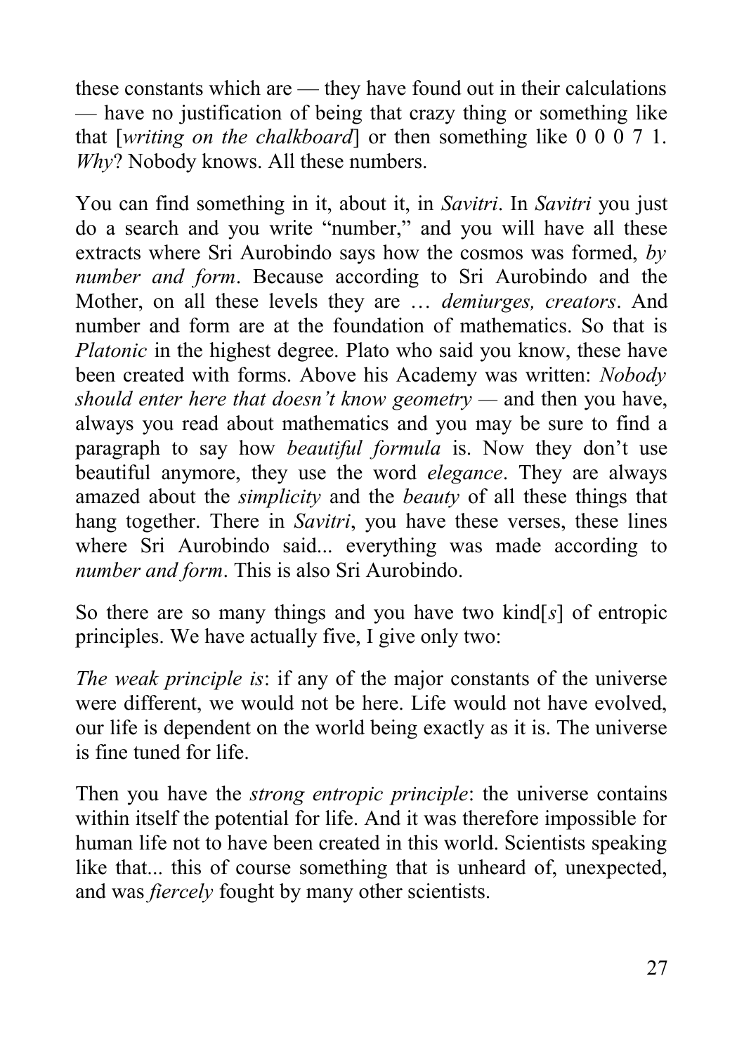these constants which are — they have found out in their calculations — have no justification of being that crazy thing or something like that [*writing on the chalkboard*] or then something like 0 0 0 7 1. *Why*? Nobody knows. All these numbers.

You can find something in it, about it, in *Savitri*. In *Savitri* you just do a search and you write "number," and you will have all these extracts where Sri Aurobindo says how the cosmos was formed, *by number and form*. Because according to Sri Aurobindo and the Mother, on all these levels they are … *demiurges, creators*. And number and form are at the foundation of mathematics. So that is *Platonic* in the highest degree. Plato who said you know, these have been created with forms. Above his Academy was written: *Nobody should enter here that doesn't know geometry* — and then you have, always you read about mathematics and you may be sure to find a paragraph to say how *beautiful formula* is. Now they don't use beautiful anymore, they use the word *elegance*. They are always amazed about the *simplicity* and the *beauty* of all these things that hang together. There in *Savitri*, you have these verses, these lines where Sri Aurobindo said... everything was made according to *number and form*. This is also Sri Aurobindo.

So there are so many things and you have two kind[*s*] of entropic principles. We have actually five, I give only two:

*The weak principle is*: if any of the major constants of the universe were different, we would not be here. Life would not have evolved, our life is dependent on the world being exactly as it is. The universe is fine tuned for life.

Then you have the *strong entropic principle*: the universe contains within itself the potential for life. And it was therefore impossible for human life not to have been created in this world. Scientists speaking like that... this of course something that is unheard of, unexpected, and was *fiercely* fought by many other scientists.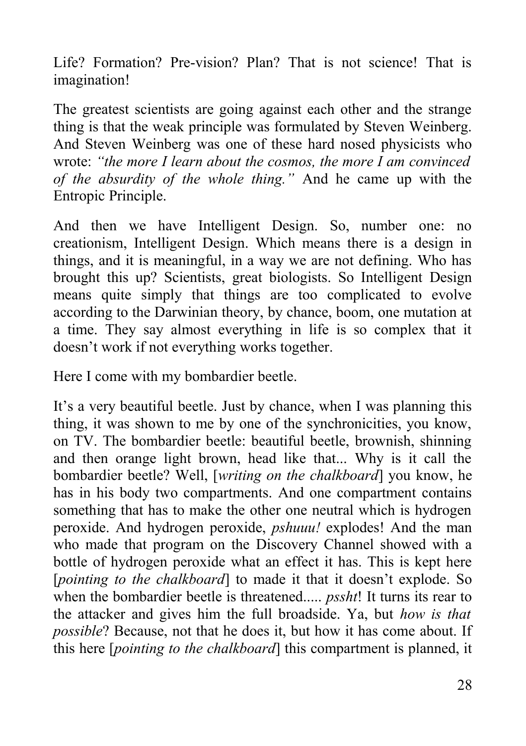Life? Formation? Pre-vision? Plan? That is not science! That is imagination!

The greatest scientists are going against each other and the strange thing is that the weak principle was formulated by Steven Weinberg. And Steven Weinberg was one of these hard nosed physicists who wrote: *"the more I learn about the cosmos, the more I am convinced of the absurdity of the whole thing."* And he came up with the Entropic Principle.

And then we have Intelligent Design. So, number one: no creationism, Intelligent Design. Which means there is a design in things, and it is meaningful, in a way we are not defining. Who has brought this up? Scientists, great biologists. So Intelligent Design means quite simply that things are too complicated to evolve according to the Darwinian theory, by chance, boom, one mutation at a time. They say almost everything in life is so complex that it doesn't work if not everything works together.

Here I come with my bombardier beetle.

It's a very beautiful beetle. Just by chance, when I was planning this thing, it was shown to me by one of the synchronicities, you know, on TV. The bombardier beetle: beautiful beetle, brownish, shinning and then orange light brown, head like that... Why is it call the bombardier beetle? Well, [*writing on the chalkboard*] you know, he has in his body two compartments. And one compartment contains something that has to make the other one neutral which is hydrogen peroxide. And hydrogen peroxide, *pshuuu!* explodes! And the man who made that program on the Discovery Channel showed with a bottle of hydrogen peroxide what an effect it has. This is kept here [*pointing to the chalkboard*] to made it that it doesn't explode. So when the bombardier beetle is threatened..... *pssht*! It turns its rear to the attacker and gives him the full broadside. Ya, but *how is that possible*? Because, not that he does it, but how it has come about. If this here [*pointing to the chalkboard*] this compartment is planned, it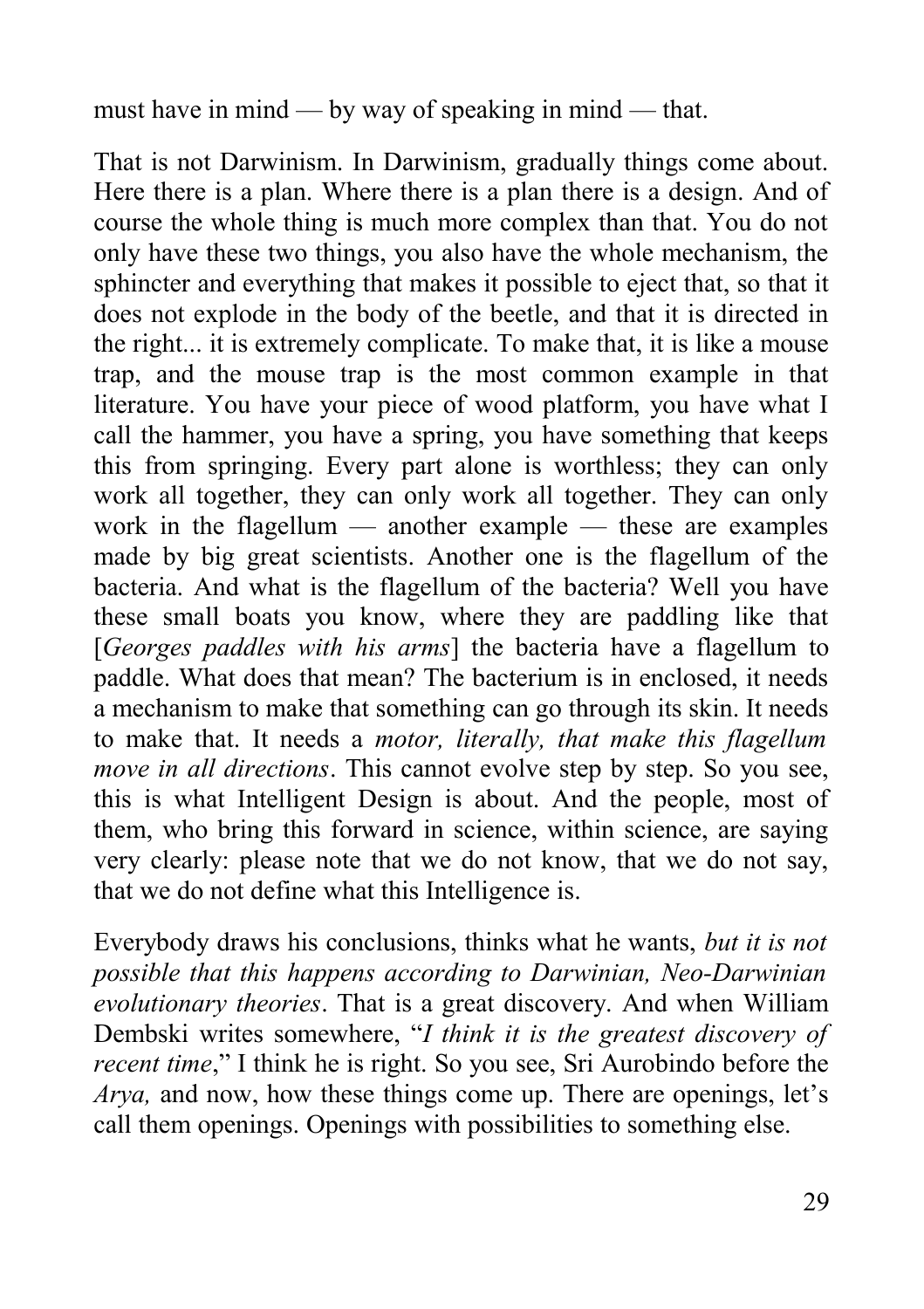must have in mind — by way of speaking in mind — that.

That is not Darwinism. In Darwinism, gradually things come about. Here there is a plan. Where there is a plan there is a design. And of course the whole thing is much more complex than that. You do not only have these two things, you also have the whole mechanism, the sphincter and everything that makes it possible to eject that, so that it does not explode in the body of the beetle, and that it is directed in the right... it is extremely complicate. To make that, it is like a mouse trap, and the mouse trap is the most common example in that literature. You have your piece of wood platform, you have what I call the hammer, you have a spring, you have something that keeps this from springing. Every part alone is worthless; they can only work all together, they can only work all together. They can only work in the flagellum — another example — these are examples made by big great scientists. Another one is the flagellum of the bacteria. And what is the flagellum of the bacteria? Well you have these small boats you know, where they are paddling like that [*Georges paddles with his arms*] the bacteria have a flagellum to paddle. What does that mean? The bacterium is in enclosed, it needs a mechanism to make that something can go through its skin. It needs to make that. It needs a *motor, literally, that make this flagellum move in all directions*. This cannot evolve step by step. So you see, this is what Intelligent Design is about. And the people, most of them, who bring this forward in science, within science, are saying very clearly: please note that we do not know, that we do not say, that we do not define what this Intelligence is.

Everybody draws his conclusions, thinks what he wants, *but it is not possible that this happens according to Darwinian, Neo-Darwinian evolutionary theories*. That is a great discovery. And when William Dembski writes somewhere, "*I think it is the greatest discovery of recent time*," I think he is right. So you see, Sri Aurobindo before the *Arya,* and now, how these things come up. There are openings, let's call them openings. Openings with possibilities to something else.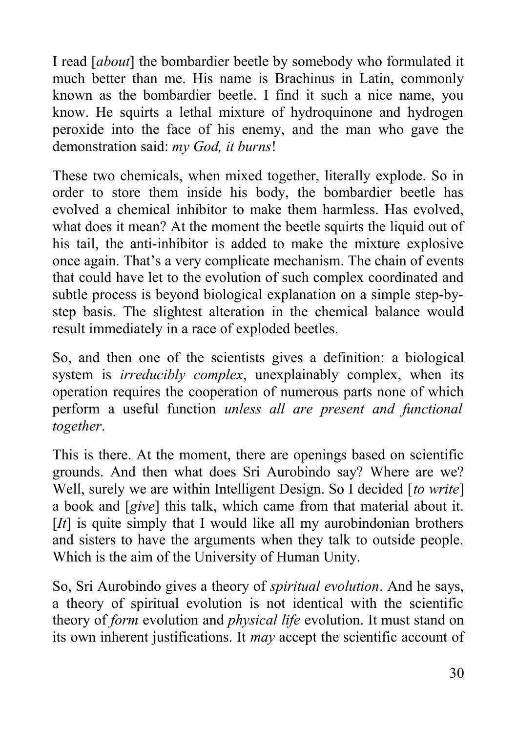I read [*about*] the bombardier beetle by somebody who formulated it much better than me. His name is Brachinus in Latin, commonly known as the bombardier beetle. I find it such a nice name, you know. He squirts a lethal mixture of hydroquinone and hydrogen peroxide into the face of his enemy, and the man who gave the demonstration said: *my God, it burns*!

These two chemicals, when mixed together, literally explode. So in order to store them inside his body, the bombardier beetle has evolved a chemical inhibitor to make them harmless. Has evolved, what does it mean? At the moment the beetle squirts the liquid out of his tail, the anti-inhibitor is added to make the mixture explosive once again. That's a very complicate mechanism. The chain of events that could have let to the evolution of such complex coordinated and subtle process is beyond biological explanation on a simple step-by-step basis. The slightest alteration in the chemical balance would result immediately in a race of exploded beetles.

So, and then one of the scientists gives a definition: a biological system is *irreducibly complex*, unexplainably complex, when its operation requires the cooperation of numerous parts none of which perform a useful function *unless all are present and functional together*.

This is there. At the moment, there are openings based on scientific grounds. And then what does Sri Aurobindo say? Where are we? Well, surely we are within Intelligent Design. So I decided [*to write*] a book and [*give*] this talk, which came from that material about it. [*It*] is quite simply that I would like all my aurobindonian brothers and sisters to have the arguments when they talk to outside people. Which is the aim of the University of Human Unity.

So, Sri Aurobindo gives a theory of *spiritual evolution*. And he says, a theory of spiritual evolution is not identical with the scientific theory of *form* evolution and *physical life* evolution. It must stand on its own inherent justifications. It *may* accept the scientific account of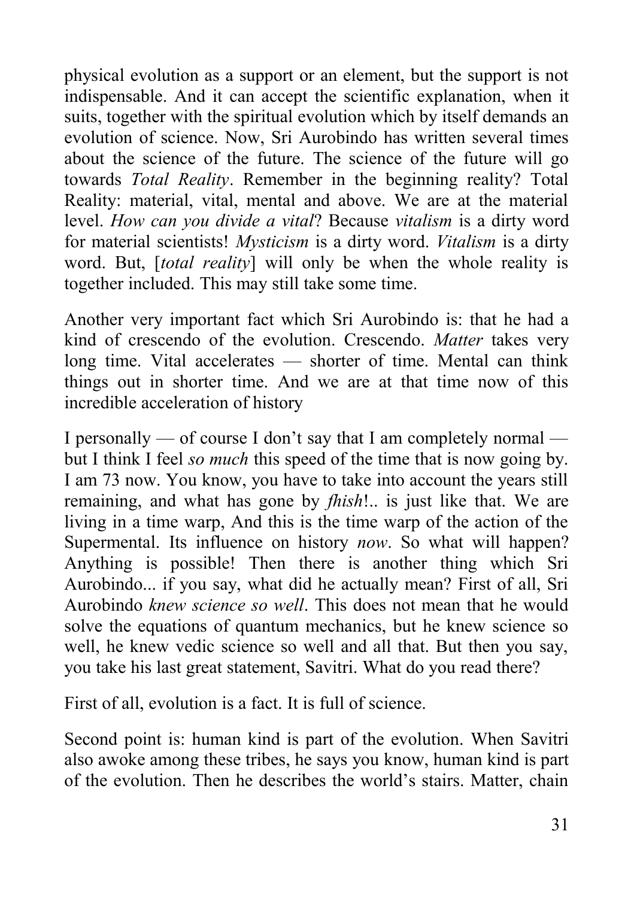physical evolution as a support or an element, but the support is not indispensable. And it can accept the scientific explanation, when it suits, together with the spiritual evolution which by itself demands an evolution of science. Now, Sri Aurobindo has written several times about the science of the future. The science of the future will go towards *Total Reality*. Remember in the beginning reality? Total Reality: material, vital, mental and above. We are at the material level. *How can you divide a vital*? Because *vitalism* is a dirty word for material scientists! *Mysticism* is a dirty word. *Vitalism* is a dirty word. But, [*total reality*] will only be when the whole reality is together included. This may still take some time.

Another very important fact which Sri Aurobindo is: that he had a kind of crescendo of the evolution. Crescendo. *Matter* takes very long time. Vital accelerates — shorter of time. Mental can think things out in shorter time. And we are at that time now of this incredible acceleration of history

I personally — of course I don't say that I am completely normal — but I think I feel *so much* this speed of the time that is now going by. I am 73 now. You know, you have to take into account the years still remaining, and what has gone by *fhish*!.. is just like that. We are living in a time warp, And this is the time warp of the action of the Supermental. Its influence on history *now*. So what will happen? Anything is possible! Then there is another thing which Sri Aurobindo... if you say, what did he actually mean? First of all, Sri Aurobindo *knew science so well*. This does not mean that he would solve the equations of quantum mechanics, but he knew science so well, he knew vedic science so well and all that. But then you say, you take his last great statement, Savitri. What do you read there?

First of all, evolution is a fact. It is full of science.

Second point is: human kind is part of the evolution. When Savitri also awoke among these tribes, he says you know, human kind is part of the evolution. Then he describes the world's stairs. Matter, chain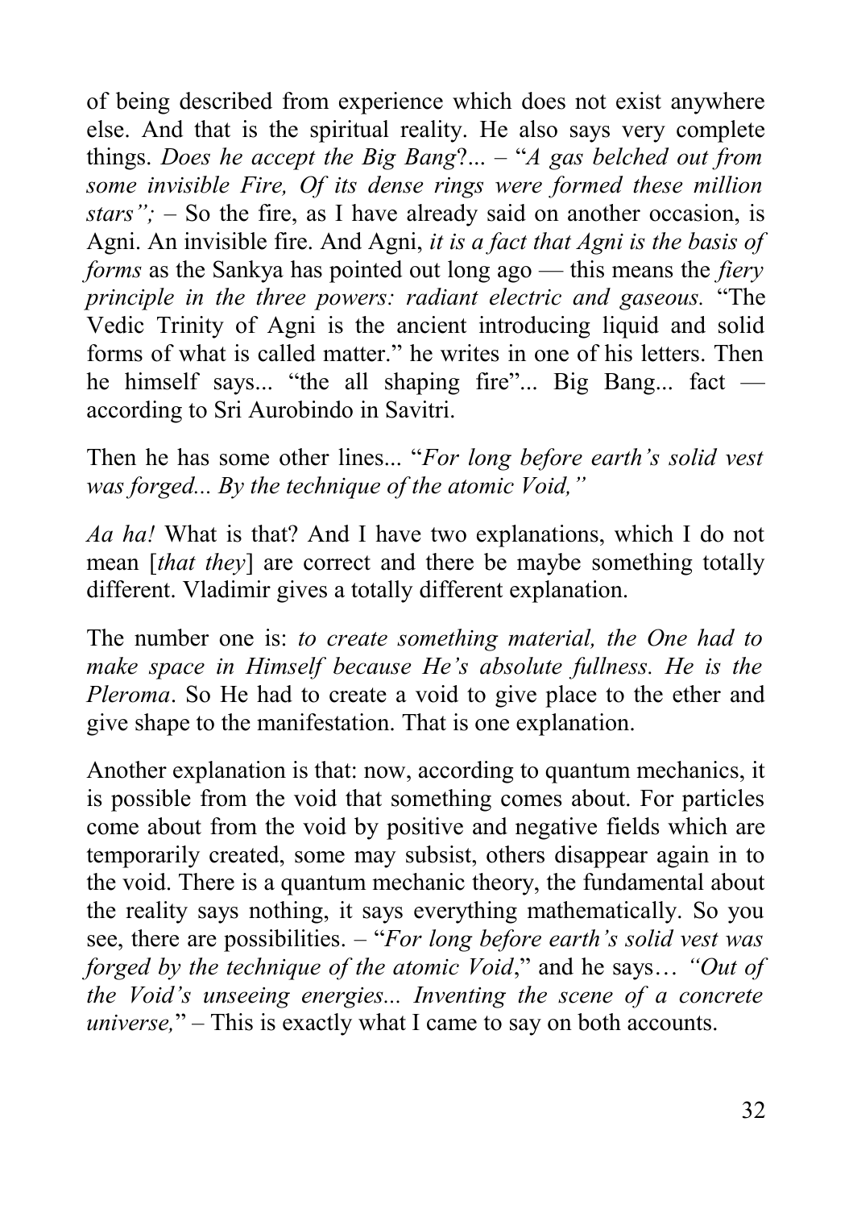of being described from experience which does not exist anywhere else. And that is the spiritual reality. He also says very complete things. *Does he accept the Big Bang*?... – "*A gas belched out from some invisible Fire, Of its dense rings were formed these million stars";* – So the fire, as I have already said on another occasion, is Agni. An invisible fire. And Agni, *it is a fact that Agni is the basis of forms* as the Sankya has pointed out long ago — this means the *fiery principle in the three powers: radiant electric and gaseous.* "The Vedic Trinity of Agni is the ancient introducing liquid and solid forms of what is called matter." he writes in one of his letters. Then he himself says... "the all shaping fire"... Big Bang... fact — according to Sri Aurobindo in Savitri.

Then he has some other lines... "*For long before earth's solid vest was forged... By the technique of the atomic Void,"*

*Aa ha!* What is that? And I have two explanations, which I do not mean [*that they*] are correct and there be maybe something totally different. Vladimir gives a totally different explanation.

The number one is: *to create something material, the One had to make space in Himself because He's absolute fullness. He is the Pleroma*. So He had to create a void to give place to the ether and give shape to the manifestation. That is one explanation.

Another explanation is that: now, according to quantum mechanics, it is possible from the void that something comes about. For particles come about from the void by positive and negative fields which are temporarily created, some may subsist, others disappear again in to the void. There is a quantum mechanic theory, the fundamental about the reality says nothing, it says everything mathematically. So you see, there are possibilities. – "*For long before earth's solid vest was forged by the technique of the atomic Void*," and he says… *"Out of the Void's unseeing energies... Inventing the scene of a concrete universe,*" – This is exactly what I came to say on both accounts.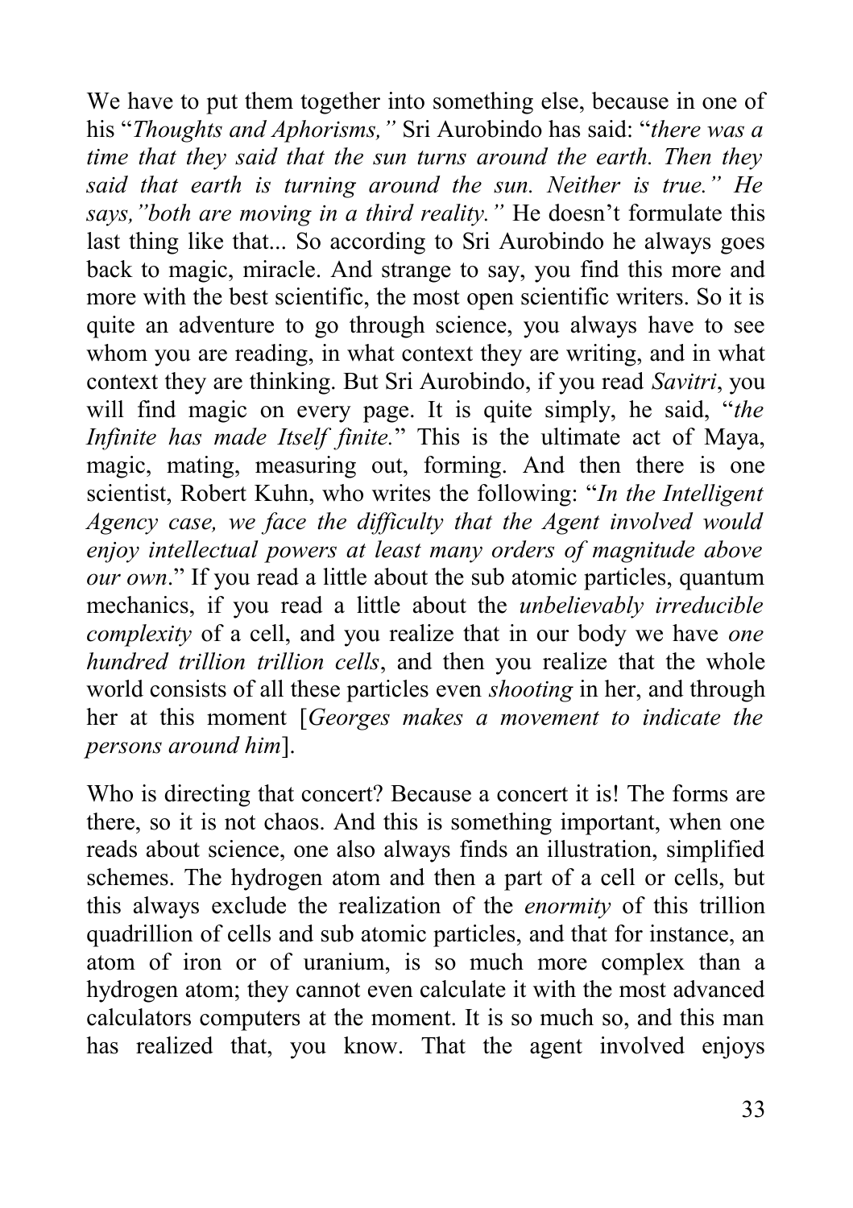We have to put them together into something else, because in one of his "*Thoughts and Aphorisms,"* Sri Aurobindo has said: "*there was a time that they said that the sun turns around the earth. Then they said that earth is turning around the sun. Neither is true." He says,"both are moving in a third reality."* He doesn't formulate this last thing like that... So according to Sri Aurobindo he always goes back to magic, miracle. And strange to say, you find this more and more with the best scientific, the most open scientific writers. So it is quite an adventure to go through science, you always have to see whom you are reading, in what context they are writing, and in what context they are thinking. But Sri Aurobindo, if you read *Savitri*, you will find magic on every page. It is quite simply, he said, "*the Infinite has made Itself finite.*" This is the ultimate act of Maya, magic, mating, measuring out, forming. And then there is one scientist, Robert Kuhn, who writes the following: "*In the Intelligent Agency case, we face the difficulty that the Agent involved would enjoy intellectual powers at least many orders of magnitude above our own*." If you read a little about the sub atomic particles, quantum mechanics, if you read a little about the *unbelievably irreducible complexity* of a cell, and you realize that in our body we have *one hundred trillion trillion cells*, and then you realize that the whole world consists of all these particles even *shooting* in her, and through her at this moment [*Georges makes a movement to indicate the persons around him*].

Who is directing that concert? Because a concert it is! The forms are there, so it is not chaos. And this is something important, when one reads about science, one also always finds an illustration, simplified schemes. The hydrogen atom and then a part of a cell or cells, but this always exclude the realization of the *enormity* of this trillion quadrillion of cells and sub atomic particles, and that for instance, an atom of iron or of uranium, is so much more complex than a hydrogen atom; they cannot even calculate it with the most advanced calculators computers at the moment. It is so much so, and this man has realized that, you know. That the agent involved enjoys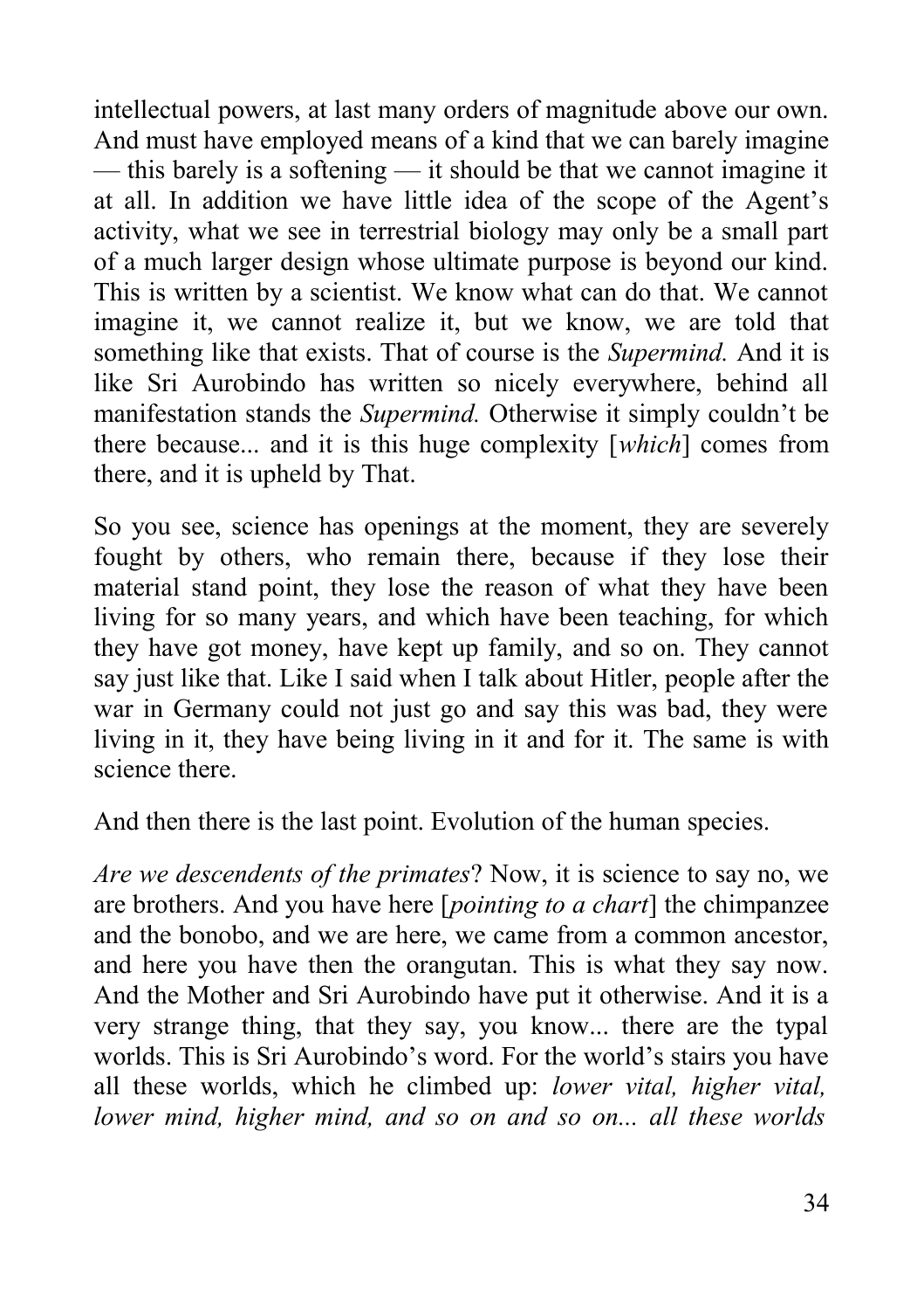intellectual powers, at last many orders of magnitude above our own. And must have employed means of a kind that we can barely imagine — this barely is a softening — it should be that we cannot imagine it at all. In addition we have little idea of the scope of the Agent's activity, what we see in terrestrial biology may only be a small part of a much larger design whose ultimate purpose is beyond our kind. This is written by a scientist. We know what can do that. We cannot imagine it, we cannot realize it, but we know, we are told that something like that exists. That of course is the *Supermind.* And it is like Sri Aurobindo has written so nicely everywhere, behind all manifestation stands the *Supermind.* Otherwise it simply couldn't be there because... and it is this huge complexity [*which*] comes from there, and it is upheld by That.

So you see, science has openings at the moment, they are severely fought by others, who remain there, because if they lose their material stand point, they lose the reason of what they have been living for so many years, and which have been teaching, for which they have got money, have kept up family, and so on. They cannot say just like that. Like I said when I talk about Hitler, people after the war in Germany could not just go and say this was bad, they were living in it, they have being living in it and for it. The same is with science there.

And then there is the last point. Evolution of the human species.

*Are we descendents of the primates*? Now, it is science to say no, we are brothers. And you have here [*pointing to a chart*] the chimpanzee and the bonobo, and we are here, we came from a common ancestor, and here you have then the orangutan. This is what they say now. And the Mother and Sri Aurobindo have put it otherwise. And it is a very strange thing, that they say, you know... there are the typal worlds. This is Sri Aurobindo's word. For the world's stairs you have all these worlds, which he climbed up: *lower vital, higher vital, lower mind, higher mind, and so on and so on... all these worlds*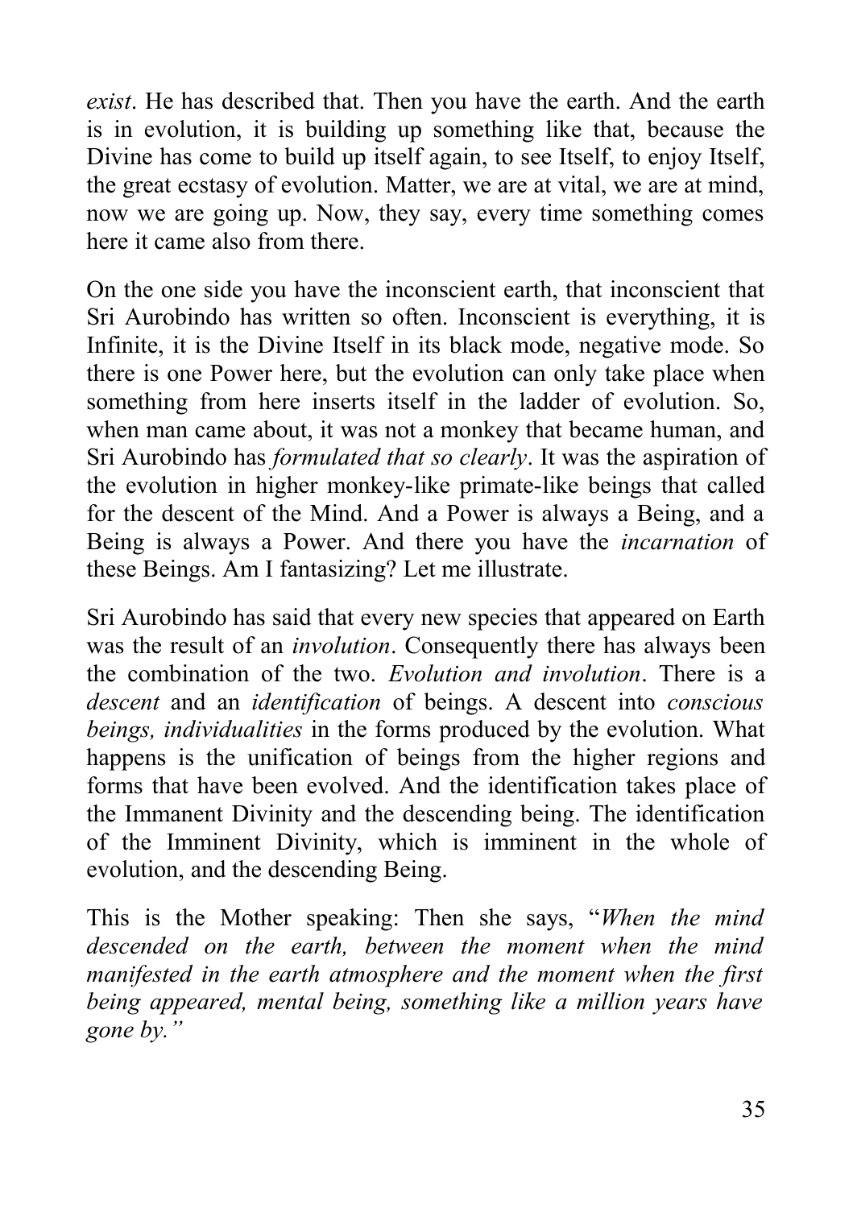*exist*. He has described that. Then you have the earth. And the earth is in evolution, it is building up something like that, because the Divine has come to build up itself again, to see Itself, to enjoy Itself, the great ecstasy of evolution. Matter, we are at vital, we are at mind, now we are going up. Now, they say, every time something comes here it came also from there.

On the one side you have the inconscient earth, that inconscient that Sri Aurobindo has written so often. Inconscient is everything, it is Infinite, it is the Divine Itself in its black mode, negative mode. So there is one Power here, but the evolution can only take place when something from here inserts itself in the ladder of evolution. So, when man came about, it was not a monkey that became human, and Sri Aurobindo has *formulated that so clearly*. It was the aspiration of the evolution in higher monkey-like primate-like beings that called for the descent of the Mind. And a Power is always a Being, and a Being is always a Power. And there you have the *incarnation* of these Beings. Am I fantasizing? Let me illustrate.

Sri Aurobindo has said that every new species that appeared on Earth was the result of an *involution*. Consequently there has always been the combination of the two. *Evolution and involution*. There is a *descent* and an *identification* of beings. A descent into *conscious beings, individualities* in the forms produced by the evolution. What happens is the unification of beings from the higher regions and forms that have been evolved. And the identification takes place of the Immanent Divinity and the descending being. The identification of the Imminent Divinity, which is imminent in the whole of evolution, and the descending Being.

This is the Mother speaking: Then she says, "*When the mind descended on the earth, between the moment when the mind manifested in the earth atmosphere and the moment when the first being appeared, mental being, something like a million years have gone by.*"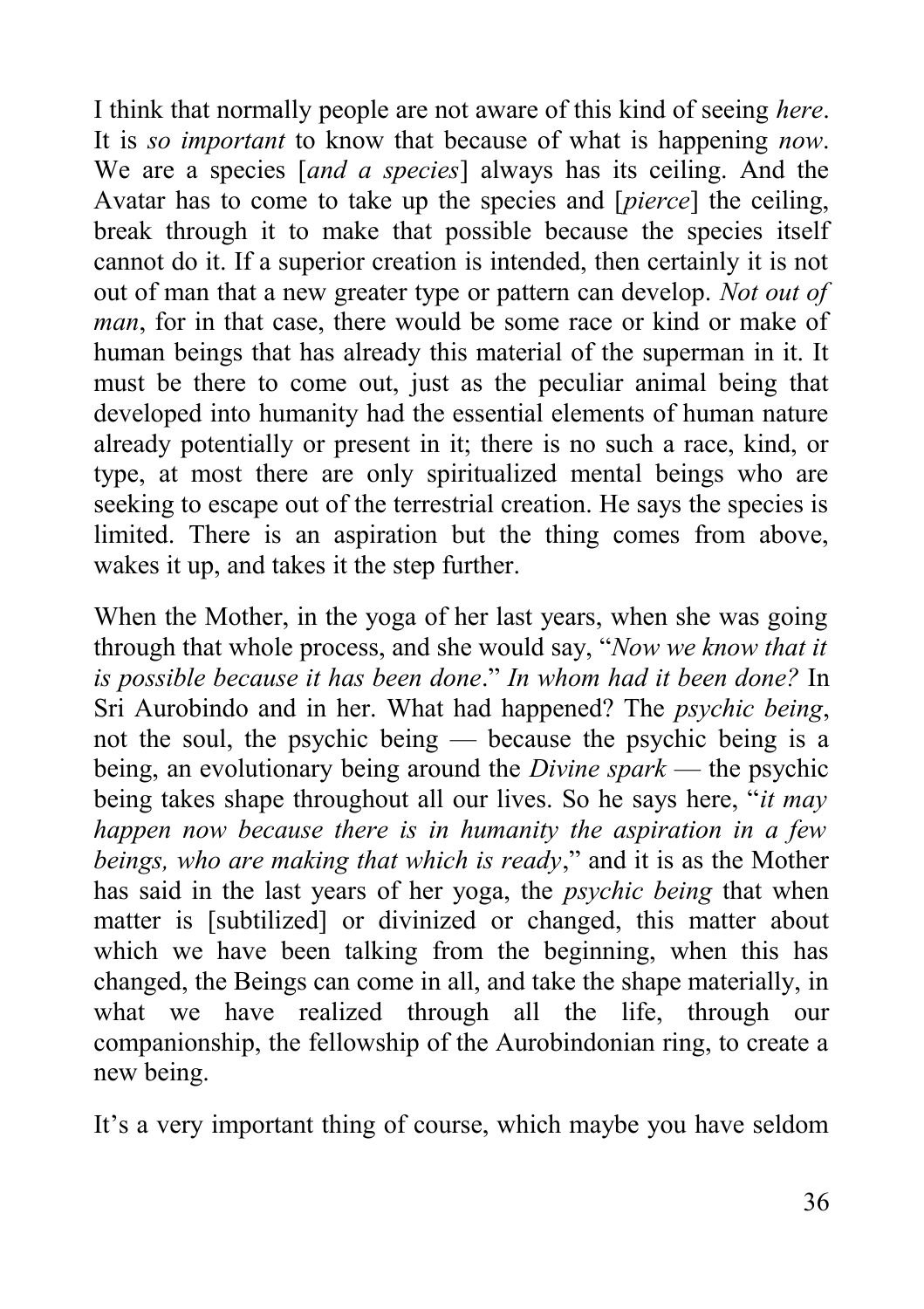I think that normally people are not aware of this kind of seeing *here*. It is *so important* to know that because of what is happening *now*. We are a species [*and a species*] always has its ceiling. And the Avatar has to come to take up the species and [*pierce*] the ceiling, break through it to make that possible because the species itself cannot do it. If a superior creation is intended, then certainly it is not out of man that a new greater type or pattern can develop. *Not out of man*, for in that case, there would be some race or kind or make of human beings that has already this material of the superman in it. It must be there to come out, just as the peculiar animal being that developed into humanity had the essential elements of human nature already potentially or present in it; there is no such a race, kind, or type, at most there are only spiritualized mental beings who are seeking to escape out of the terrestrial creation. He says the species is limited. There is an aspiration but the thing comes from above, wakes it up, and takes it the step further.

When the Mother, in the yoga of her last years, when she was going through that whole process, and she would say, "*Now we know that it is possible because it has been done*." *In whom had it been done?* In Sri Aurobindo and in her. What had happened? The *psychic being*, not the soul, the psychic being — because the psychic being is a being, an evolutionary being around the *Divine spark* — the psychic being takes shape throughout all our lives. So he says here, "*it may happen now because there is in humanity the aspiration in a few beings, who are making that which is ready*," and it is as the Mother has said in the last years of her yoga, the *psychic being* that when matter is [subtilized] or divinized or changed, this matter about which we have been talking from the beginning, when this has changed, the Beings can come in all, and take the shape materially, in what we have realized through all the life, through our companionship, the fellowship of the Aurobindonian ring, to create a new being.

It's a very important thing of course, which maybe you have seldom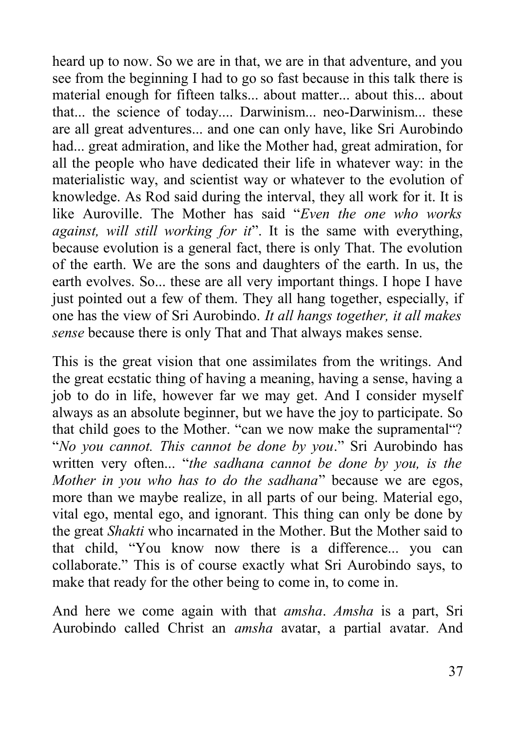heard up to now. So we are in that, we are in that adventure, and you see from the beginning I had to go so fast because in this talk there is material enough for fifteen talks... about matter... about this... about that... the science of today.... Darwinism... neo-Darwinism... these are all great adventures... and one can only have, like Sri Aurobindo had... great admiration, and like the Mother had, great admiration, for all the people who have dedicated their life in whatever way: in the materialistic way, and scientist way or whatever to the evolution of knowledge. As Rod said during the interval, they all work for it. It is like Auroville. The Mother has said "*Even the one who works against, will still working for it*". It is the same with everything, because evolution is a general fact, there is only That. The evolution of the earth. We are the sons and daughters of the earth. In us, the earth evolves. So... these are all very important things. I hope I have just pointed out a few of them. They all hang together, especially, if one has the view of Sri Aurobindo. *It all hangs together, it all makes sense* because there is only That and That always makes sense.

This is the great vision that one assimilates from the writings. And the great ecstatic thing of having a meaning, having a sense, having a job to do in life, however far we may get. And I consider myself always as an absolute beginner, but we have the joy to participate. So that child goes to the Mother. "can we now make the supramental"? "*No you cannot. This cannot be done by you*." Sri Aurobindo has written very often... "*the sadhana cannot be done by you, is the Mother in you who has to do the sadhana*" because we are egos, more than we maybe realize, in all parts of our being. Material ego, vital ego, mental ego, and ignorant. This thing can only be done by the great *Shakti* who incarnated in the Mother. But the Mother said to that child, "You know now there is a difference... you can collaborate." This is of course exactly what Sri Aurobindo says, to make that ready for the other being to come in, to come in.

And here we come again with that *amsha*. *Amsha* is a part, Sri Aurobindo called Christ an *amsha* avatar, a partial avatar. And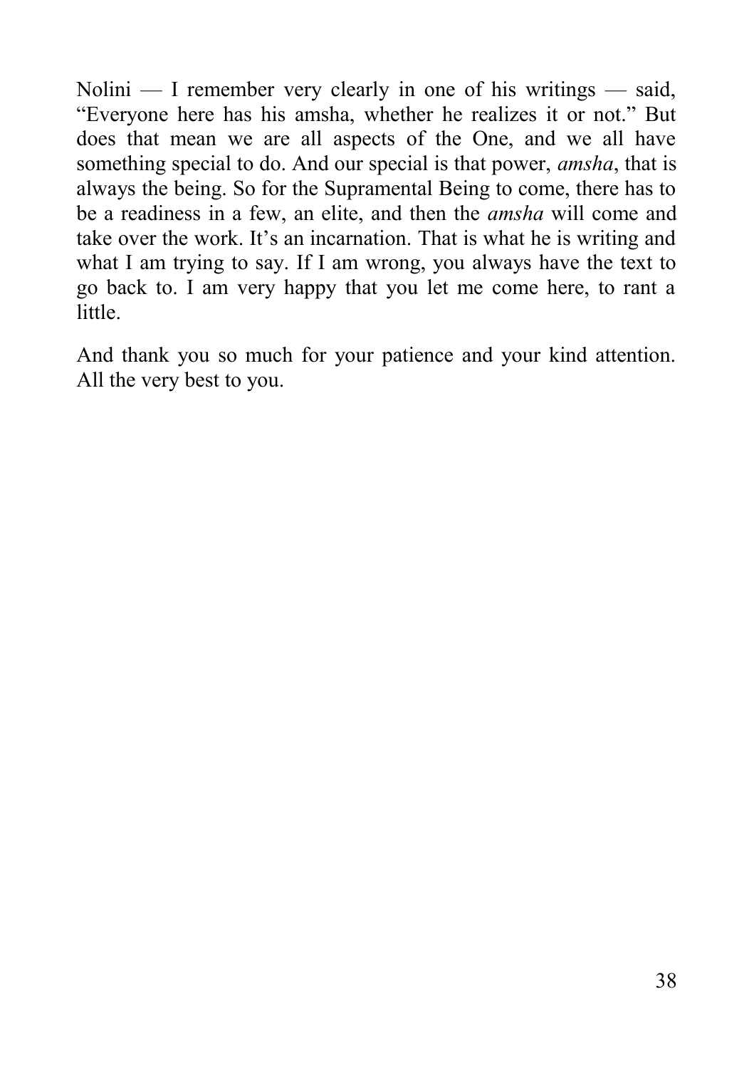Nolini — I remember very clearly in one of his writings — said, "Everyone here has his amsha, whether he realizes it or not." But does that mean we are all aspects of the One, and we all have something special to do. And our special is that power, *amsha*, that is always the being. So for the Supramental Being to come, there has to be a readiness in a few, an elite, and then the *amsha* will come and take over the work. It's an incarnation. That is what he is writing and what I am trying to say. If I am wrong, you always have the text to go back to. I am very happy that you let me come here, to rant a little.

And thank you so much for your patience and your kind attention. All the very best to you.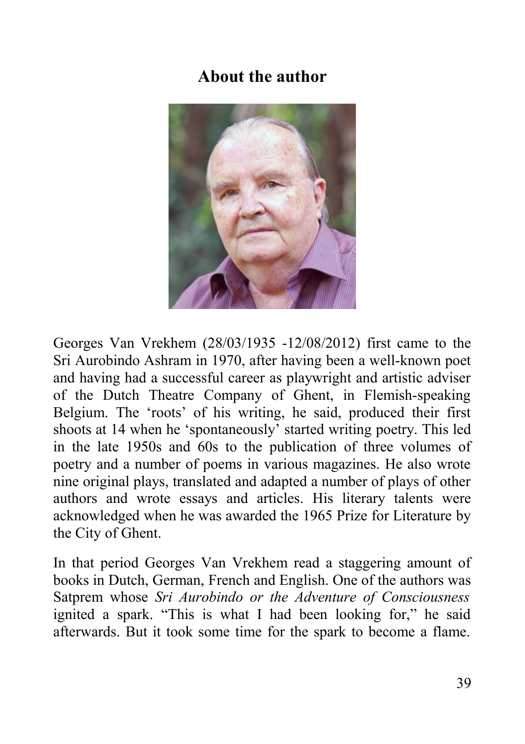## About the author

Georges Van Vrekhem (28/03/1935 -12/08/2012) first came to the Sri Aurobindo Ashram in 1970, after having been a well-known poet and having had a successful career as playwright and artistic adviser of the Dutch Theatre Company of Ghent, in Flemish-speaking Belgium. The 'roots' of his writing, he said, produced their first shoots at 14 when he 'spontaneously' started writing poetry. This led in the late 1950s and 60s to the publication of three volumes of poetry and a number of poems in various magazines. He also wrote nine original plays, translated and adapted a number of plays of other authors and wrote essays and articles. His literary talents were acknowledged when he was awarded the 1965 Prize for Literature by the City of Ghent.

In that period Georges Van Vrekhem read a staggering amount of books in Dutch, German, French and English. One of the authors was Satprem whose *Sri Aurobindo or the Adventure of Consciousness* ignited a spark. "This is what I had been looking for," he said afterwards. But it took some time for the spark to become a flame.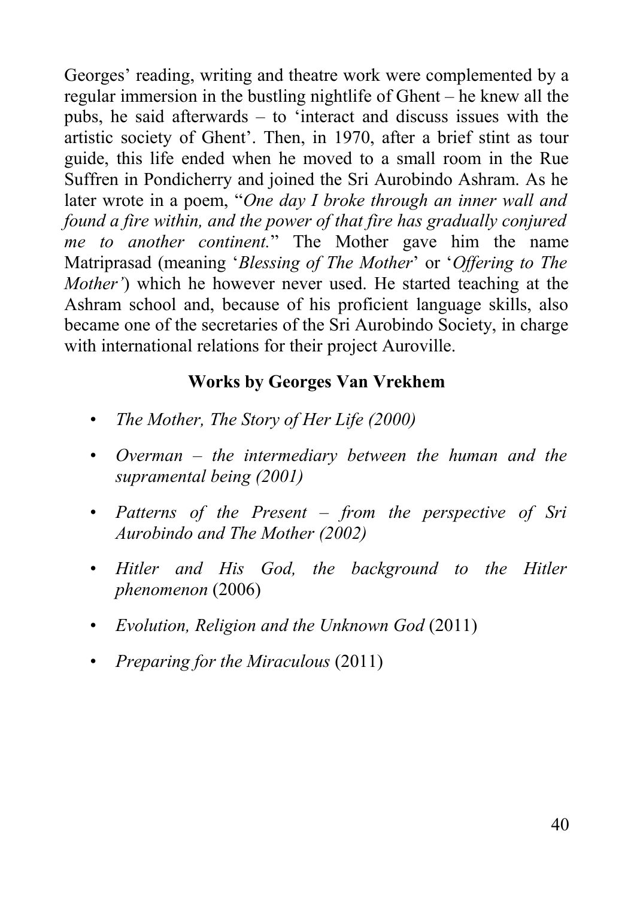Georges' reading, writing and theatre work were complemented by a regular immersion in the bustling nightlife of Ghent – he knew all the pubs, he said afterwards – to 'interact and discuss issues with the artistic society of Ghent'. Then, in 1970, after a brief stint as tour guide, this life ended when he moved to a small room in the Rue Suffren in Pondicherry and joined the Sri Aurobindo Ashram. As he later wrote in a poem, "*One day I broke through an inner wall and found a fire within, and the power of that fire has gradually conjured me to another continent.*" The Mother gave him the name Matriprasad (meaning '*Blessing of The Mother*' or '*Offering to The Mother'*) which he however never used. He started teaching at the Ashram school and, because of his proficient language skills, also became one of the secretaries of the Sri Aurobindo Society, in charge with international relations for their project Auroville.

**Works by Georges Van Vrekhem**

- *The Mother, The Story of Her Life (2000)*
- *Overman – the intermediary between the human and the supramental being (2001)*
- *Patterns of the Present – from the perspective of Sri Aurobindo and The Mother (2002)*
- *Hitler and His God, the background to the Hitler phenomenon* (2006)
- *Evolution, Religion and the Unknown God* (2011)
- *Preparing for the Miraculous* (2011)